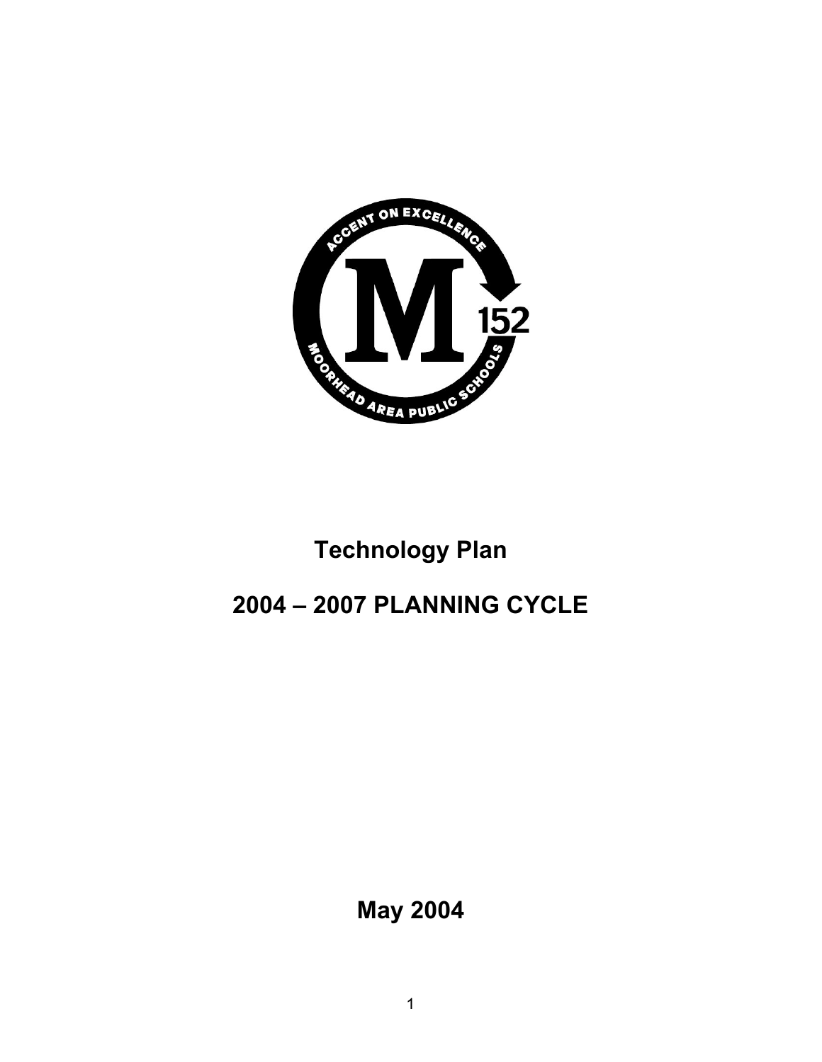# Technology Plan

# 2004 – 2007 PLANNING CYCLE

**May 2004**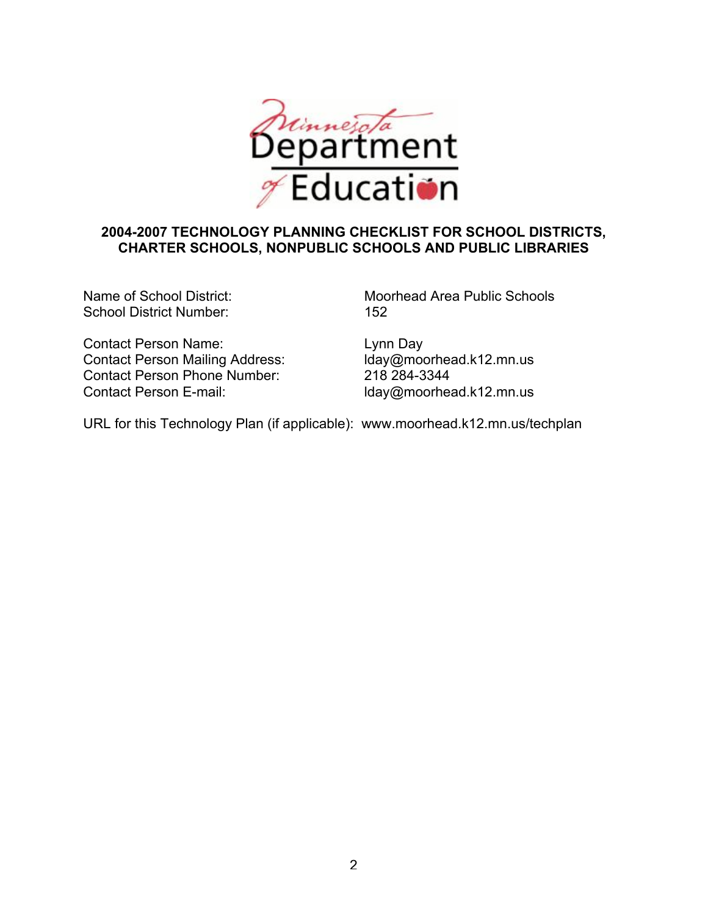Minnesota Department of Education

## 2004-2007 TECHNOLOGY PLANNING CHECKLIST FOR SCHOOL DISTRICTS, CHARTER SCHOOLS, NONPUBLIC SCHOOLS AND PUBLIC LIBRARIES

Name of School District: Moorhead Area Public Schools
School District Number: 152

Contact Person Name: Lynn Day
Contact Person Mailing Address: lday@moorhead.k12.mn.us
Contact Person Phone Number: 218 284-3344
Contact Person E-mail: lday@moorhead.k12.mn.us

URL for this Technology Plan (if applicable): www.moorhead.k12.mn.us/techplan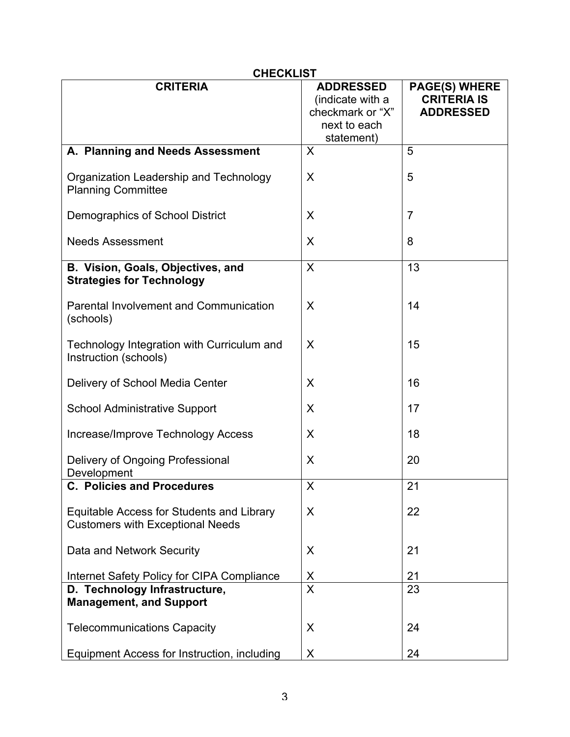## CHECKLIST

| CRITERIA | ADDRESSED (indicate with a checkmark or "X" next to each statement) | PAGE(S) WHERE CRITERIA IS ADDRESSED |
|---|---|---|
| **A. Planning and Needs Assessment** | X | 5 |
| Organization Leadership and Technology Planning Committee | X | 5 |
| Demographics of School District | X | 7 |
| Needs Assessment | X | 8 |
| **B. Vision, Goals, Objectives, and Strategies for Technology** | X | 13 |
| Parental Involvement and Communication (schools) | X | 14 |
| Technology Integration with Curriculum and Instruction (schools) | X | 15 |
| Delivery of School Media Center | X | 16 |
| School Administrative Support | X | 17 |
| Increase/Improve Technology Access | X | 18 |
| Delivery of Ongoing Professional Development | X | 20 |
| **C. Policies and Procedures** | X | 21 |
| Equitable Access for Students and Library Customers with Exceptional Needs | X | 22 |
| Data and Network Security | X | 21 |
| Internet Safety Policy for CIPA Compliance | X | 21 |
| **D. Technology Infrastructure, Management, and Support** | X | 23 |
| Telecommunications Capacity | X | 24 |
| Equipment Access for Instruction, including | X | 24 |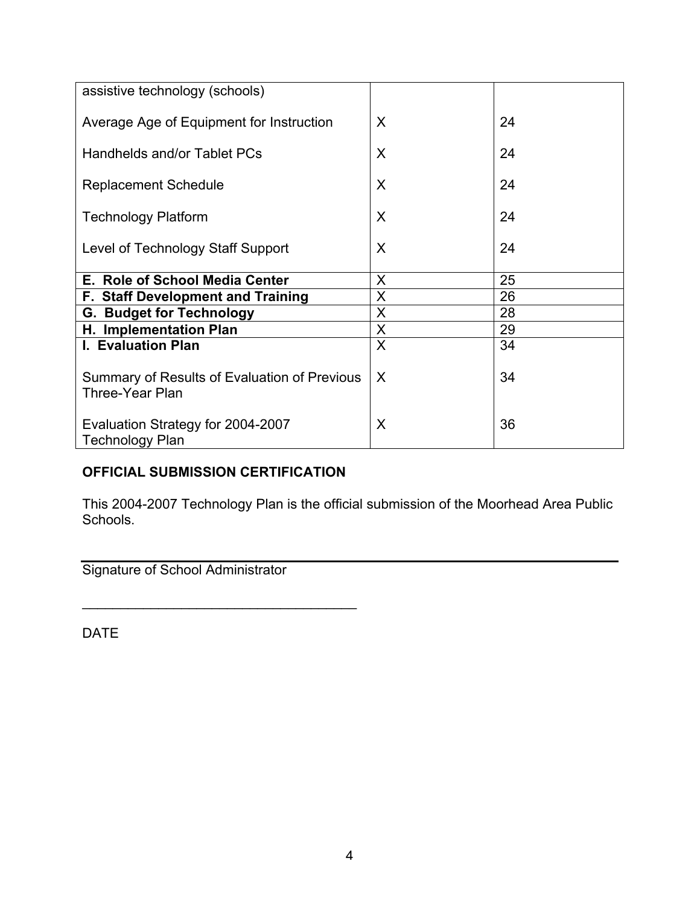| | | |
|---|---|---|
| assistive technology (schools) | | |
| Average Age of Equipment for Instruction | X | 24 |
| Handhelds and/or Tablet PCs | X | 24 |
| Replacement Schedule | X | 24 |
| Technology Platform | X | 24 |
| Level of Technology Staff Support | X | 24 |
| **E. Role of School Media Center** | X | 25 |
| **F. Staff Development and Training** | X | 26 |
| **G. Budget for Technology** | X | 28 |
| **H. Implementation Plan** | X | 29 |
| **I. Evaluation Plan** | X | 34 |
| Summary of Results of Evaluation of Previous Three-Year Plan | X | 34 |
| Evaluation Strategy for 2004-2007 Technology Plan | X | 36 |

**OFFICIAL SUBMISSION CERTIFICATION**

This 2004-2007 Technology Plan is the official submission of the Moorhead Area Public Schools.

_______________________________________________

Signature of School Administrator

_______________________________________________

DATE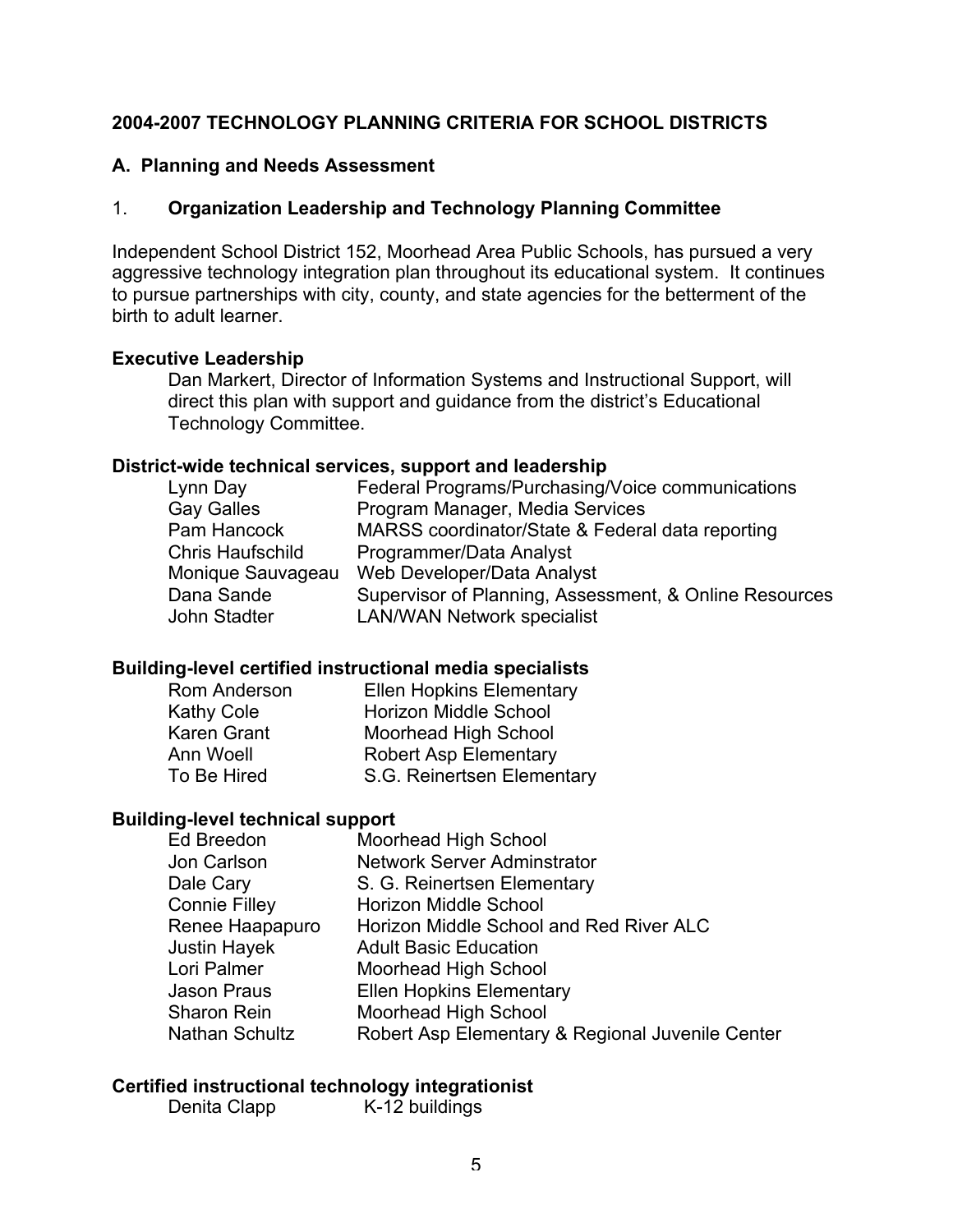## 2004-2007 TECHNOLOGY PLANNING CRITERIA FOR SCHOOL DISTRICTS

### A. Planning and Needs Assessment

#### 1. Organization Leadership and Technology Planning Committee

Independent School District 152, Moorhead Area Public Schools, has pursued a very aggressive technology integration plan throughout its educational system. It continues to pursue partnerships with city, county, and state agencies for the betterment of the birth to adult learner.

**Executive Leadership**

Dan Markert, Director of Information Systems and Instructional Support, will direct this plan with support and guidance from the district's Educational Technology Committee.

**District-wide technical services, support and leadership**

| | |
|---|---|
| Lynn Day | Federal Programs/Purchasing/Voice communications |
| Gay Galles | Program Manager, Media Services |
| Pam Hancock | MARSS coordinator/State & Federal data reporting |
| Chris Haufschild | Programmer/Data Analyst |
| Monique Sauvageau | Web Developer/Data Analyst |
| Dana Sande | Supervisor of Planning, Assessment, & Online Resources |
| John Stadter | LAN/WAN Network specialist |

**Building-level certified instructional media specialists**

| | |
|---|---|
| Rom Anderson | Ellen Hopkins Elementary |
| Kathy Cole | Horizon Middle School |
| Karen Grant | Moorhead High School |
| Ann Woell | Robert Asp Elementary |
| To Be Hired | S.G. Reinertsen Elementary |

**Building-level technical support**

| | |
|---|---|
| Ed Breedon | Moorhead High School |
| Jon Carlson | Network Server Adminstrator |
| Dale Cary | S. G. Reinertsen Elementary |
| Connie Filley | Horizon Middle School |
| Renee Haapapuro | Horizon Middle School and Red River ALC |
| Justin Hayek | Adult Basic Education |
| Lori Palmer | Moorhead High School |
| Jason Praus | Ellen Hopkins Elementary |
| Sharon Rein | Moorhead High School |
| Nathan Schultz | Robert Asp Elementary & Regional Juvenile Center |

**Certified instructional technology integrationist**

| | |
|---|---|
| Denita Clapp | K-12 buildings |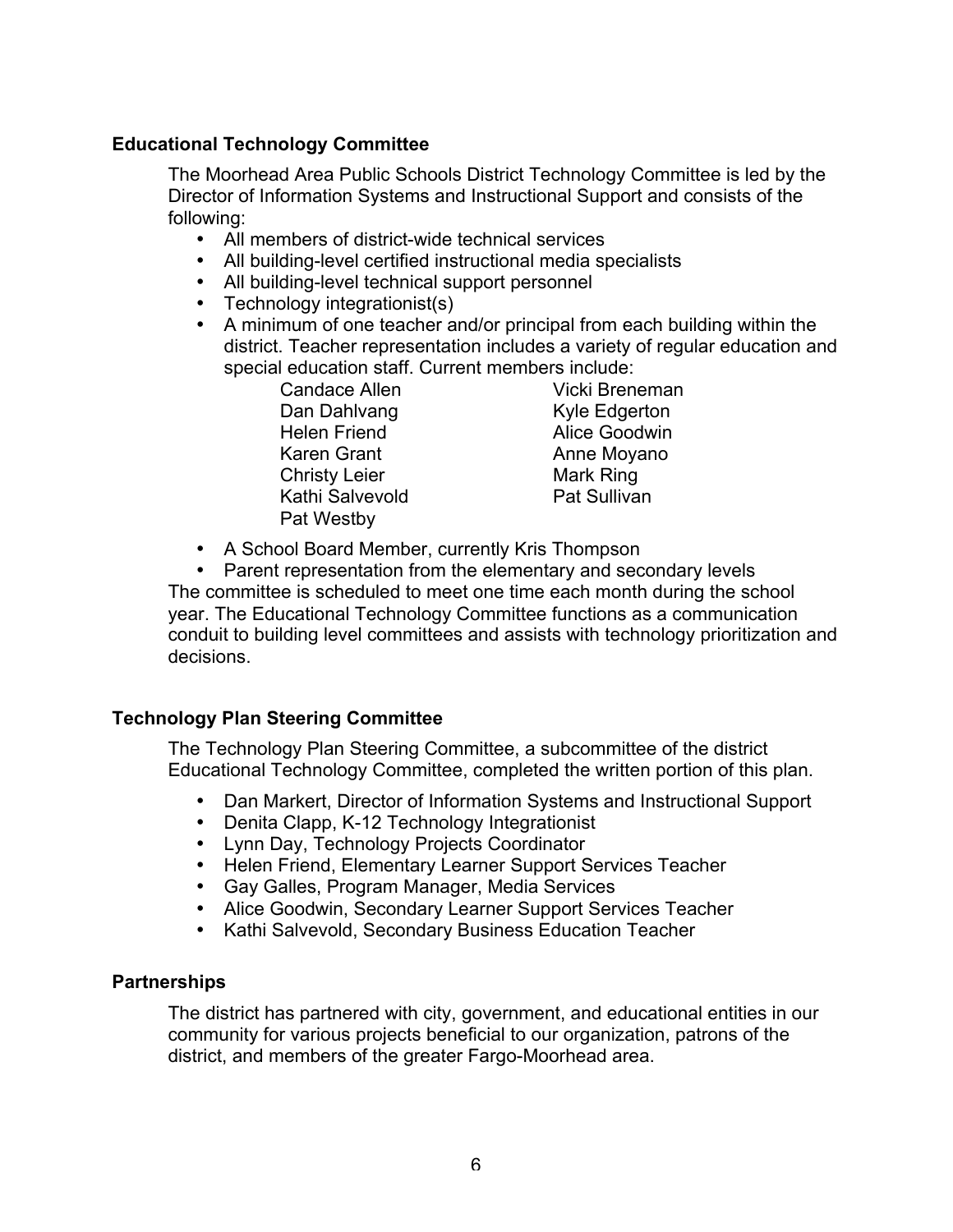## Educational Technology Committee

The Moorhead Area Public Schools District Technology Committee is led by the Director of Information Systems and Instructional Support and consists of the following:

- All members of district-wide technical services
- All building-level certified instructional media specialists
- All building-level technical support personnel
- Technology integrationist(s)
- A minimum of one teacher and/or principal from each building within the district. Teacher representation includes a variety of regular education and special education staff. Current members include:

| | |
|---|---|
| Candace Allen | Vicki Breneman |
| Dan Dahlvang | Kyle Edgerton |
| Helen Friend | Alice Goodwin |
| Karen Grant | Anne Moyano |
| Christy Leier | Mark Ring |
| Kathi Salvevold | Pat Sullivan |
| Pat Westby | |

- A School Board Member, currently Kris Thompson
- Parent representation from the elementary and secondary levels

The committee is scheduled to meet one time each month during the school year. The Educational Technology Committee functions as a communication conduit to building level committees and assists with technology prioritization and decisions.

## Technology Plan Steering Committee

The Technology Plan Steering Committee, a subcommittee of the district Educational Technology Committee, completed the written portion of this plan.

- Dan Markert, Director of Information Systems and Instructional Support
- Denita Clapp, K-12 Technology Integrationist
- Lynn Day, Technology Projects Coordinator
- Helen Friend, Elementary Learner Support Services Teacher
- Gay Galles, Program Manager, Media Services
- Alice Goodwin, Secondary Learner Support Services Teacher
- Kathi Salvevold, Secondary Business Education Teacher

## Partnerships

The district has partnered with city, government, and educational entities in our community for various projects beneficial to our organization, patrons of the district, and members of the greater Fargo-Moorhead area.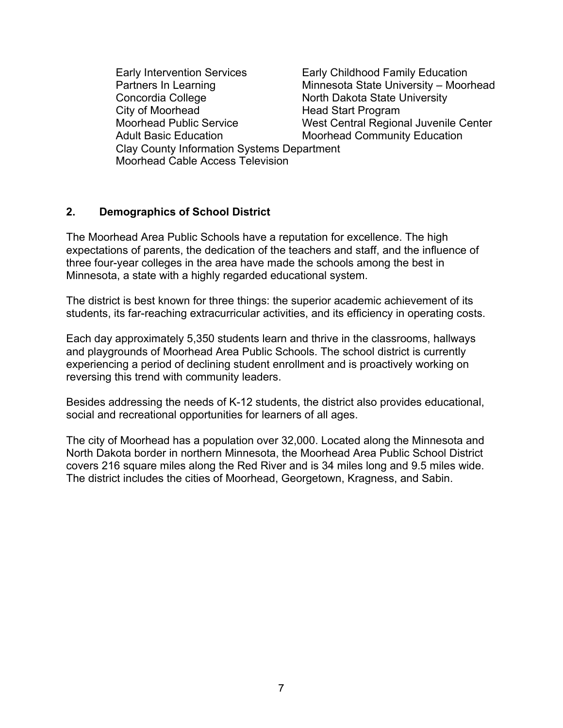- Early Intervention Services
- Early Childhood Family Education
- Partners In Learning
- Minnesota State University – Moorhead
- Concordia College
- North Dakota State University
- City of Moorhead
- Head Start Program
- Moorhead Public Service
- West Central Regional Juvenile Center
- Adult Basic Education
- Moorhead Community Education
- Clay County Information Systems Department
- Moorhead Cable Access Television

## 2. Demographics of School District

The Moorhead Area Public Schools have a reputation for excellence. The high expectations of parents, the dedication of the teachers and staff, and the influence of three four-year colleges in the area have made the schools among the best in Minnesota, a state with a highly regarded educational system.

The district is best known for three things: the superior academic achievement of its students, its far-reaching extracurricular activities, and its efficiency in operating costs.

Each day approximately 5,350 students learn and thrive in the classrooms, hallways and playgrounds of Moorhead Area Public Schools. The school district is currently experiencing a period of declining student enrollment and is proactively working on reversing this trend with community leaders.

Besides addressing the needs of K-12 students, the district also provides educational, social and recreational opportunities for learners of all ages.

The city of Moorhead has a population over 32,000. Located along the Minnesota and North Dakota border in northern Minnesota, the Moorhead Area Public School District covers 216 square miles along the Red River and is 34 miles long and 9.5 miles wide. The district includes the cities of Moorhead, Georgetown, Kragness, and Sabin.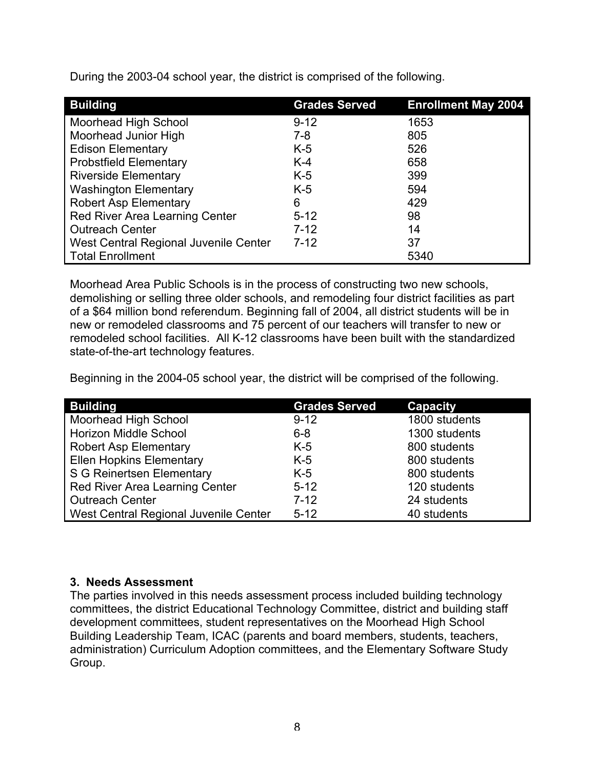During the 2003-04 school year, the district is comprised of the following.

| Building | Grades Served | Enrollment May 2004 |
| --- | --- | --- |
| Moorhead High School | 9-12 | 1653 |
| Moorhead Junior High | 7-8 | 805 |
| Edison Elementary | K-5 | 526 |
| Probstfield Elementary | K-4 | 658 |
| Riverside Elementary | K-5 | 399 |
| Washington Elementary | K-5 | 594 |
| Robert Asp Elementary | 6 | 429 |
| Red River Area Learning Center | 5-12 | 98 |
| Outreach Center | 7-12 | 14 |
| West Central Regional Juvenile Center | 7-12 | 37 |
| Total Enrollment | | 5340 |

Moorhead Area Public Schools is in the process of constructing two new schools, demolishing or selling three older schools, and remodeling four district facilities as part of a $64 million bond referendum. Beginning fall of 2004, all district students will be in new or remodeled classrooms and 75 percent of our teachers will transfer to new or remodeled school facilities. All K-12 classrooms have been built with the standardized state-of-the-art technology features.

Beginning in the 2004-05 school year, the district will be comprised of the following.

| Building | Grades Served | Capacity |
| --- | --- | --- |
| Moorhead High School | 9-12 | 1800 students |
| Horizon Middle School | 6-8 | 1300 students |
| Robert Asp Elementary | K-5 | 800 students |
| Ellen Hopkins Elementary | K-5 | 800 students |
| S G Reinertsen Elementary | K-5 | 800 students |
| Red River Area Learning Center | 5-12 | 120 students |
| Outreach Center | 7-12 | 24 students |
| West Central Regional Juvenile Center | 5-12 | 40 students |

### 3. Needs Assessment

The parties involved in this needs assessment process included building technology committees, the district Educational Technology Committee, district and building staff development committees, student representatives on the Moorhead High School Building Leadership Team, ICAC (parents and board members, students, teachers, administration) Curriculum Adoption committees, and the Elementary Software Study Group.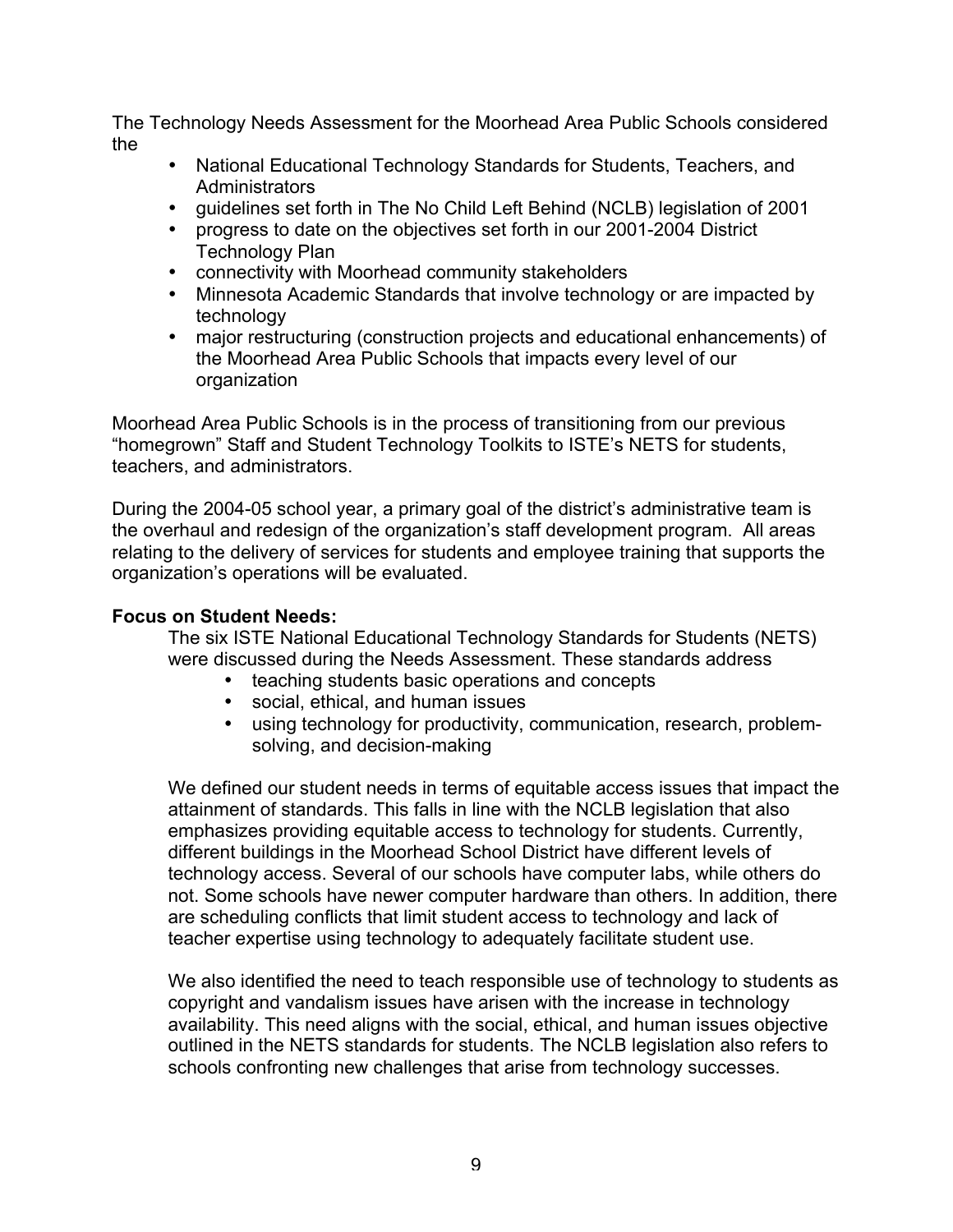The Technology Needs Assessment for the Moorhead Area Public Schools considered the

- National Educational Technology Standards for Students, Teachers, and Administrators
- guidelines set forth in The No Child Left Behind (NCLB) legislation of 2001
- progress to date on the objectives set forth in our 2001-2004 District Technology Plan
- connectivity with Moorhead community stakeholders
- Minnesota Academic Standards that involve technology or are impacted by technology
- major restructuring (construction projects and educational enhancements) of the Moorhead Area Public Schools that impacts every level of our organization

Moorhead Area Public Schools is in the process of transitioning from our previous "homegrown" Staff and Student Technology Toolkits to ISTE's NETS for students, teachers, and administrators.

During the 2004-05 school year, a primary goal of the district's administrative team is the overhaul and redesign of the organization's staff development program. All areas relating to the delivery of services for students and employee training that supports the organization's operations will be evaluated.

**Focus on Student Needs:**

The six ISTE National Educational Technology Standards for Students (NETS) were discussed during the Needs Assessment. These standards address

- teaching students basic operations and concepts
- social, ethical, and human issues
- using technology for productivity, communication, research, problem-solving, and decision-making

We defined our student needs in terms of equitable access issues that impact the attainment of standards. This falls in line with the NCLB legislation that also emphasizes providing equitable access to technology for students. Currently, different buildings in the Moorhead School District have different levels of technology access. Several of our schools have computer labs, while others do not. Some schools have newer computer hardware than others. In addition, there are scheduling conflicts that limit student access to technology and lack of teacher expertise using technology to adequately facilitate student use.

We also identified the need to teach responsible use of technology to students as copyright and vandalism issues have arisen with the increase in technology availability. This need aligns with the social, ethical, and human issues objective outlined in the NETS standards for students. The NCLB legislation also refers to schools confronting new challenges that arise from technology successes.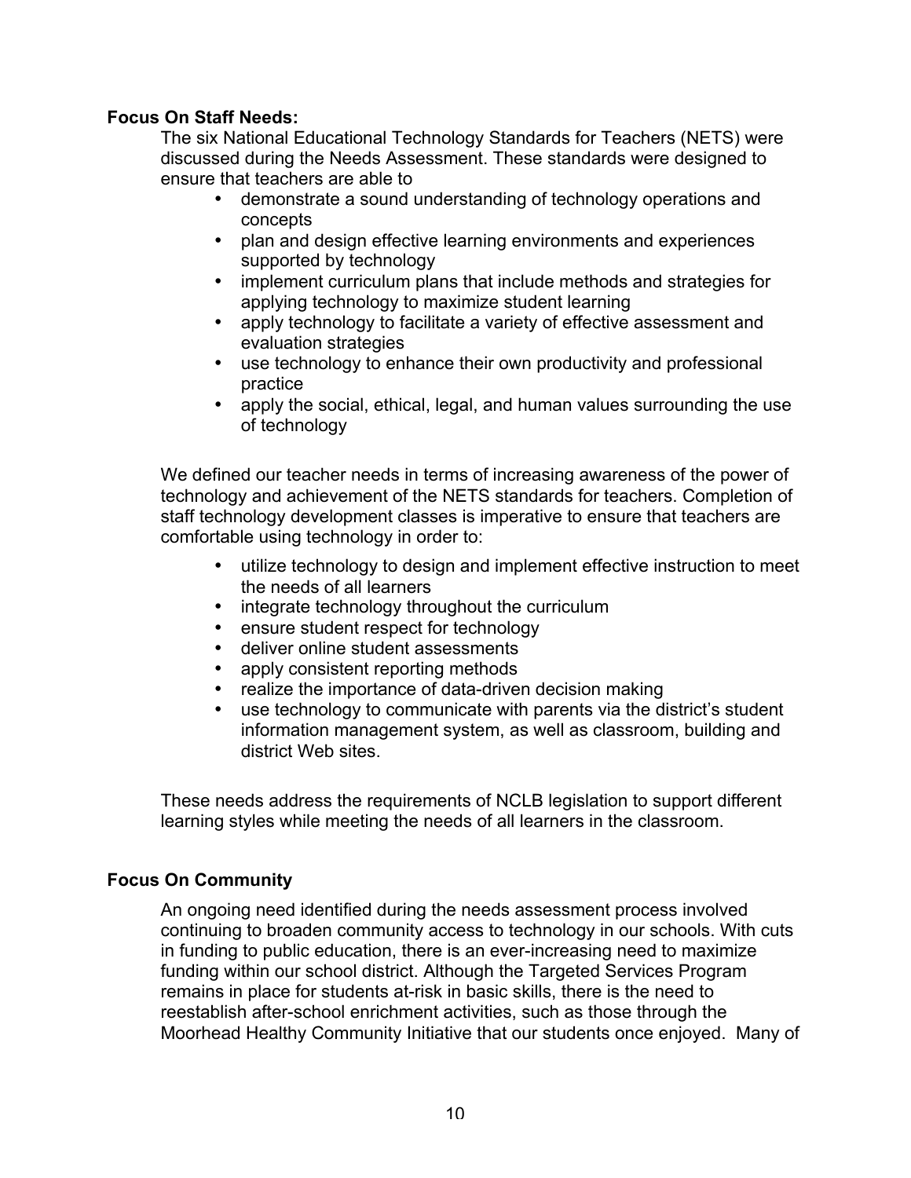**Focus On Staff Needs:**

The six National Educational Technology Standards for Teachers (NETS) were discussed during the Needs Assessment. These standards were designed to ensure that teachers are able to

- demonstrate a sound understanding of technology operations and concepts
- plan and design effective learning environments and experiences supported by technology
- implement curriculum plans that include methods and strategies for applying technology to maximize student learning
- apply technology to facilitate a variety of effective assessment and evaluation strategies
- use technology to enhance their own productivity and professional practice
- apply the social, ethical, legal, and human values surrounding the use of technology

We defined our teacher needs in terms of increasing awareness of the power of technology and achievement of the NETS standards for teachers. Completion of staff technology development classes is imperative to ensure that teachers are comfortable using technology in order to:

- utilize technology to design and implement effective instruction to meet the needs of all learners
- integrate technology throughout the curriculum
- ensure student respect for technology
- deliver online student assessments
- apply consistent reporting methods
- realize the importance of data-driven decision making
- use technology to communicate with parents via the district's student information management system, as well as classroom, building and district Web sites.

These needs address the requirements of NCLB legislation to support different learning styles while meeting the needs of all learners in the classroom.

**Focus On Community**

An ongoing need identified during the needs assessment process involved continuing to broaden community access to technology in our schools. With cuts in funding to public education, there is an ever-increasing need to maximize funding within our school district. Although the Targeted Services Program remains in place for students at-risk in basic skills, there is the need to reestablish after-school enrichment activities, such as those through the Moorhead Healthy Community Initiative that our students once enjoyed. Many of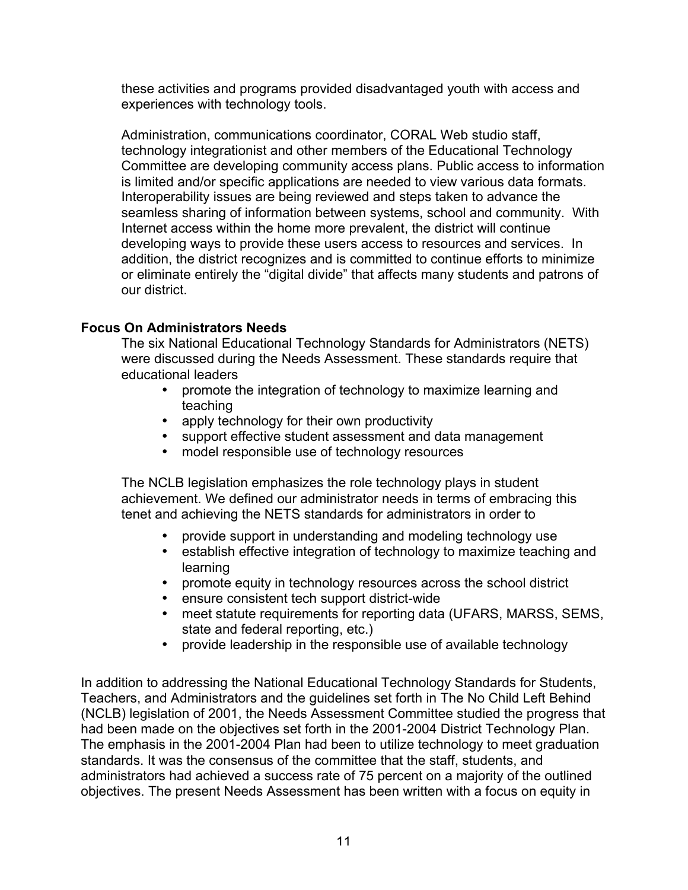these activities and programs provided disadvantaged youth with access and experiences with technology tools.

Administration, communications coordinator, CORAL Web studio staff, technology integrationist and other members of the Educational Technology Committee are developing community access plans. Public access to information is limited and/or specific applications are needed to view various data formats. Interoperability issues are being reviewed and steps taken to advance the seamless sharing of information between systems, school and community. With Internet access within the home more prevalent, the district will continue developing ways to provide these users access to resources and services. In addition, the district recognizes and is committed to continue efforts to minimize or eliminate entirely the "digital divide" that affects many students and patrons of our district.

**Focus On Administrators Needs**

The six National Educational Technology Standards for Administrators (NETS) were discussed during the Needs Assessment. These standards require that educational leaders

- promote the integration of technology to maximize learning and teaching
- apply technology for their own productivity
- support effective student assessment and data management
- model responsible use of technology resources

The NCLB legislation emphasizes the role technology plays in student achievement. We defined our administrator needs in terms of embracing this tenet and achieving the NETS standards for administrators in order to

- provide support in understanding and modeling technology use
- establish effective integration of technology to maximize teaching and learning
- promote equity in technology resources across the school district
- ensure consistent tech support district-wide
- meet statute requirements for reporting data (UFARS, MARSS, SEMS, state and federal reporting, etc.)
- provide leadership in the responsible use of available technology

In addition to addressing the National Educational Technology Standards for Students, Teachers, and Administrators and the guidelines set forth in The No Child Left Behind (NCLB) legislation of 2001, the Needs Assessment Committee studied the progress that had been made on the objectives set forth in the 2001-2004 District Technology Plan. The emphasis in the 2001-2004 Plan had been to utilize technology to meet graduation standards. It was the consensus of the committee that the staff, students, and administrators had achieved a success rate of 75 percent on a majority of the outlined objectives. The present Needs Assessment has been written with a focus on equity in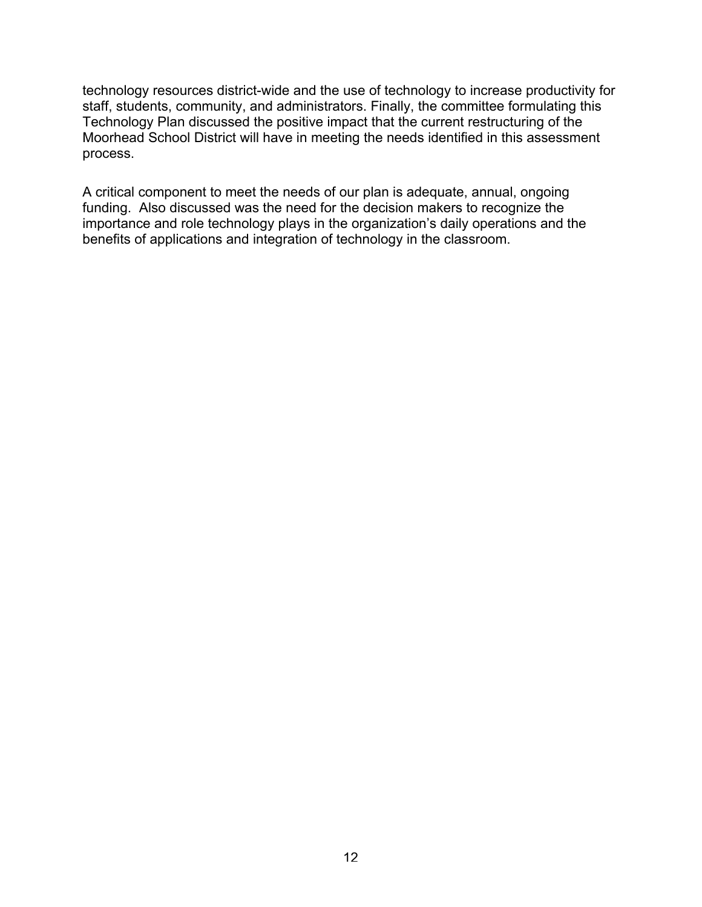technology resources district-wide and the use of technology to increase productivity for staff, students, community, and administrators. Finally, the committee formulating this Technology Plan discussed the positive impact that the current restructuring of the Moorhead School District will have in meeting the needs identified in this assessment process.

A critical component to meet the needs of our plan is adequate, annual, ongoing funding. Also discussed was the need for the decision makers to recognize the importance and role technology plays in the organization's daily operations and the benefits of applications and integration of technology in the classroom.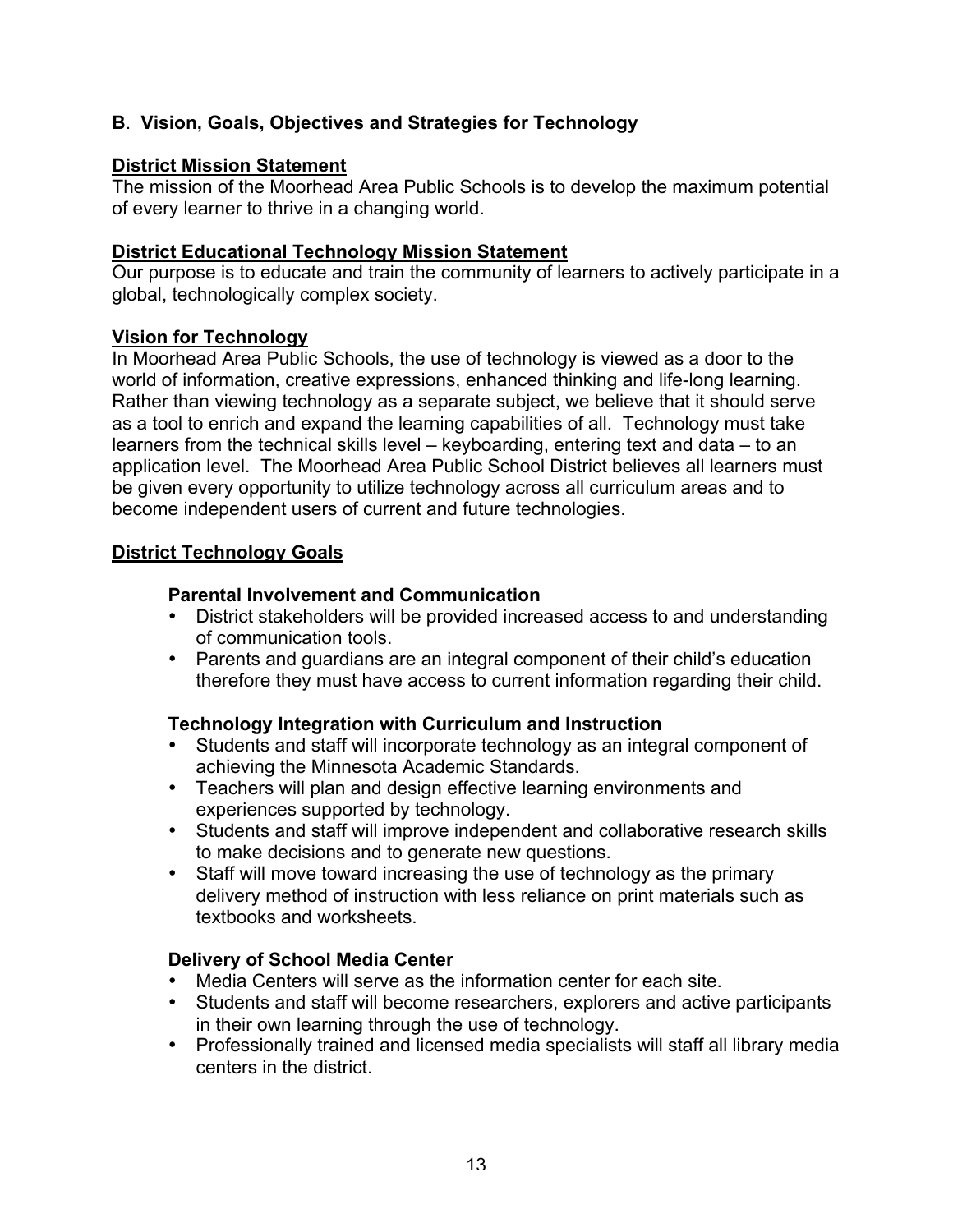## B. Vision, Goals, Objectives and Strategies for Technology

### District Mission Statement

The mission of the Moorhead Area Public Schools is to develop the maximum potential of every learner to thrive in a changing world.

### District Educational Technology Mission Statement

Our purpose is to educate and train the community of learners to actively participate in a global, technologically complex society.

### Vision for Technology

In Moorhead Area Public Schools, the use of technology is viewed as a door to the world of information, creative expressions, enhanced thinking and life-long learning. Rather than viewing technology as a separate subject, we believe that it should serve as a tool to enrich and expand the learning capabilities of all. Technology must take learners from the technical skills level – keyboarding, entering text and data – to an application level. The Moorhead Area Public School District believes all learners must be given every opportunity to utilize technology across all curriculum areas and to become independent users of current and future technologies.

### District Technology Goals

#### Parental Involvement and Communication

- District stakeholders will be provided increased access to and understanding of communication tools.
- Parents and guardians are an integral component of their child's education therefore they must have access to current information regarding their child.

#### Technology Integration with Curriculum and Instruction

- Students and staff will incorporate technology as an integral component of achieving the Minnesota Academic Standards.
- Teachers will plan and design effective learning environments and experiences supported by technology.
- Students and staff will improve independent and collaborative research skills to make decisions and to generate new questions.
- Staff will move toward increasing the use of technology as the primary delivery method of instruction with less reliance on print materials such as textbooks and worksheets.

#### Delivery of School Media Center

- Media Centers will serve as the information center for each site.
- Students and staff will become researchers, explorers and active participants in their own learning through the use of technology.
- Professionally trained and licensed media specialists will staff all library media centers in the district.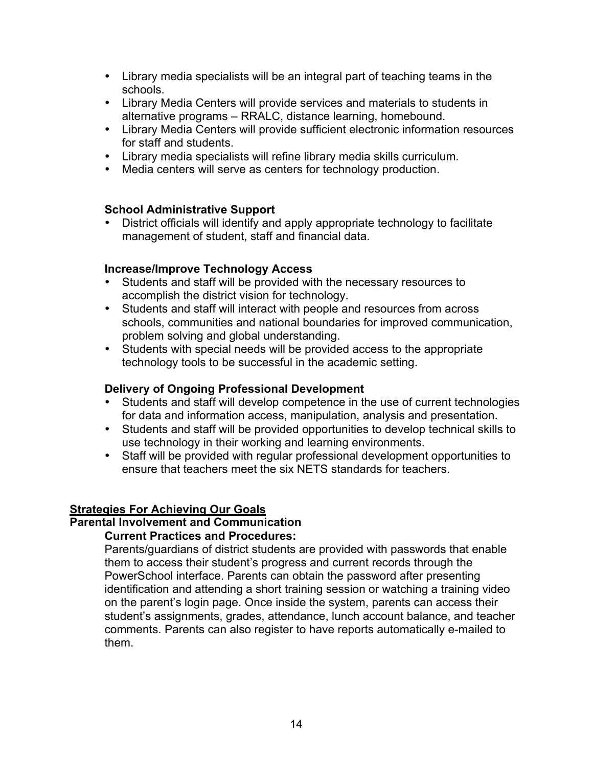- Library media specialists will be an integral part of teaching teams in the schools.
- Library Media Centers will provide services and materials to students in alternative programs – RRALC, distance learning, homebound.
- Library Media Centers will provide sufficient electronic information resources for staff and students.
- Library media specialists will refine library media skills curriculum.
- Media centers will serve as centers for technology production.

### School Administrative Support

- District officials will identify and apply appropriate technology to facilitate management of student, staff and financial data.

### Increase/Improve Technology Access

- Students and staff will be provided with the necessary resources to accomplish the district vision for technology.
- Students and staff will interact with people and resources from across schools, communities and national boundaries for improved communication, problem solving and global understanding.
- Students with special needs will be provided access to the appropriate technology tools to be successful in the academic setting.

### Delivery of Ongoing Professional Development

- Students and staff will develop competence in the use of current technologies for data and information access, manipulation, analysis and presentation.
- Students and staff will be provided opportunities to develop technical skills to use technology in their working and learning environments.
- Staff will be provided with regular professional development opportunities to ensure that teachers meet the six NETS standards for teachers.

## <u>Strategies For Achieving Our Goals</u>

### Parental Involvement and Communication

#### Current Practices and Procedures:

Parents/guardians of district students are provided with passwords that enable them to access their student's progress and current records through the PowerSchool interface. Parents can obtain the password after presenting identification and attending a short training session or watching a training video on the parent's login page. Once inside the system, parents can access their student's assignments, grades, attendance, lunch account balance, and teacher comments. Parents can also register to have reports automatically e-mailed to them.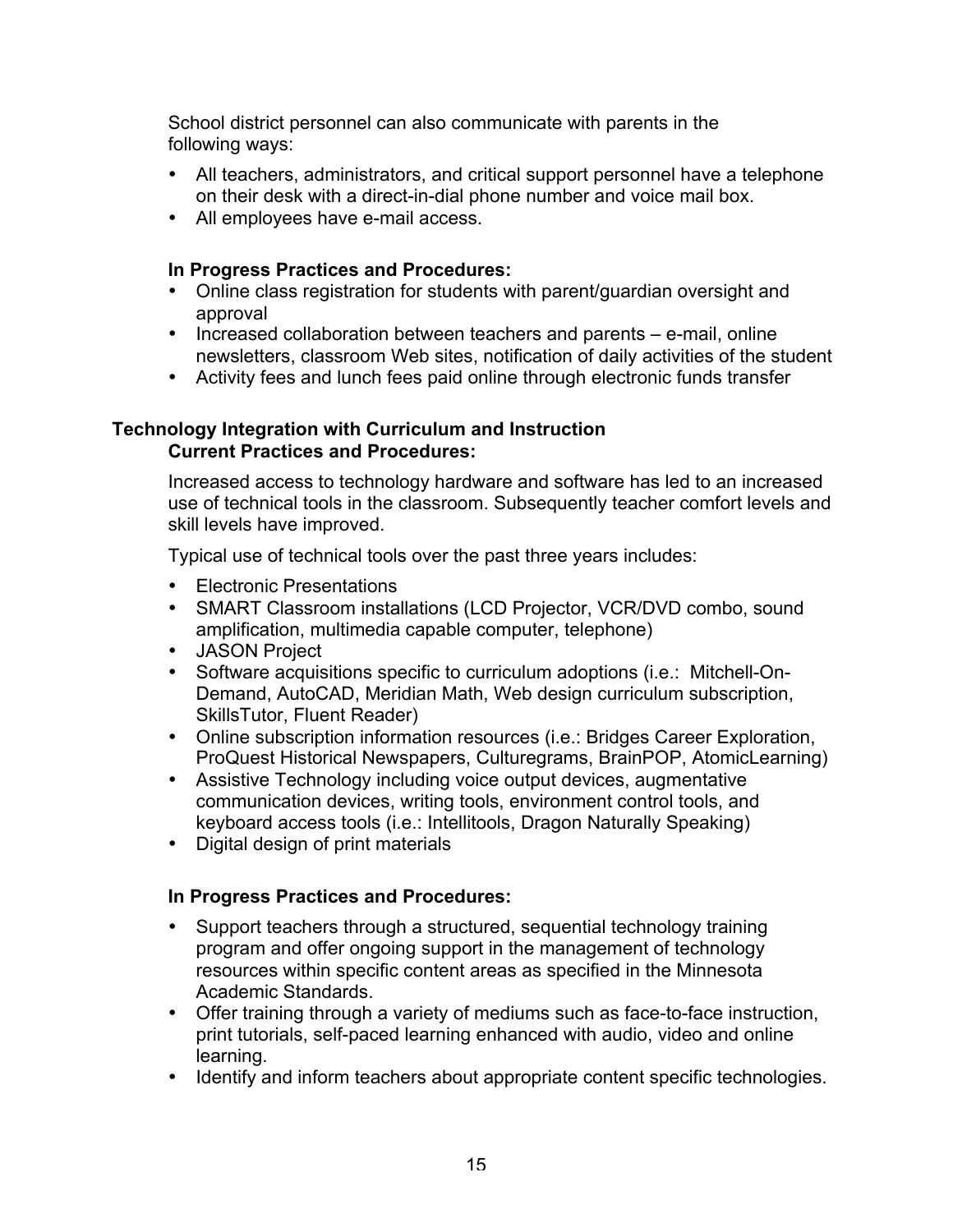School district personnel can also communicate with parents in the following ways:

- All teachers, administrators, and critical support personnel have a telephone on their desk with a direct-in-dial phone number and voice mail box.
- All employees have e-mail access.

**In Progress Practices and Procedures:**

- Online class registration for students with parent/guardian oversight and approval
- Increased collaboration between teachers and parents – e-mail, online newsletters, classroom Web sites, notification of daily activities of the student
- Activity fees and lunch fees paid online through electronic funds transfer

### Technology Integration with Curriculum and Instruction

**Current Practices and Procedures:**

Increased access to technology hardware and software has led to an increased use of technical tools in the classroom. Subsequently teacher comfort levels and skill levels have improved.

Typical use of technical tools over the past three years includes:

- Electronic Presentations
- SMART Classroom installations (LCD Projector, VCR/DVD combo, sound amplification, multimedia capable computer, telephone)
- JASON Project
- Software acquisitions specific to curriculum adoptions (i.e.: Mitchell-On-Demand, AutoCAD, Meridian Math, Web design curriculum subscription, SkillsTutor, Fluent Reader)
- Online subscription information resources (i.e.: Bridges Career Exploration, ProQuest Historical Newspapers, Culturegrams, BrainPOP, AtomicLearning)
- Assistive Technology including voice output devices, augmentative communication devices, writing tools, environment control tools, and keyboard access tools (i.e.: Intellitools, Dragon Naturally Speaking)
- Digital design of print materials

**In Progress Practices and Procedures:**

- Support teachers through a structured, sequential technology training program and offer ongoing support in the management of technology resources within specific content areas as specified in the Minnesota Academic Standards.
- Offer training through a variety of mediums such as face-to-face instruction, print tutorials, self-paced learning enhanced with audio, video and online learning.
- Identify and inform teachers about appropriate content specific technologies.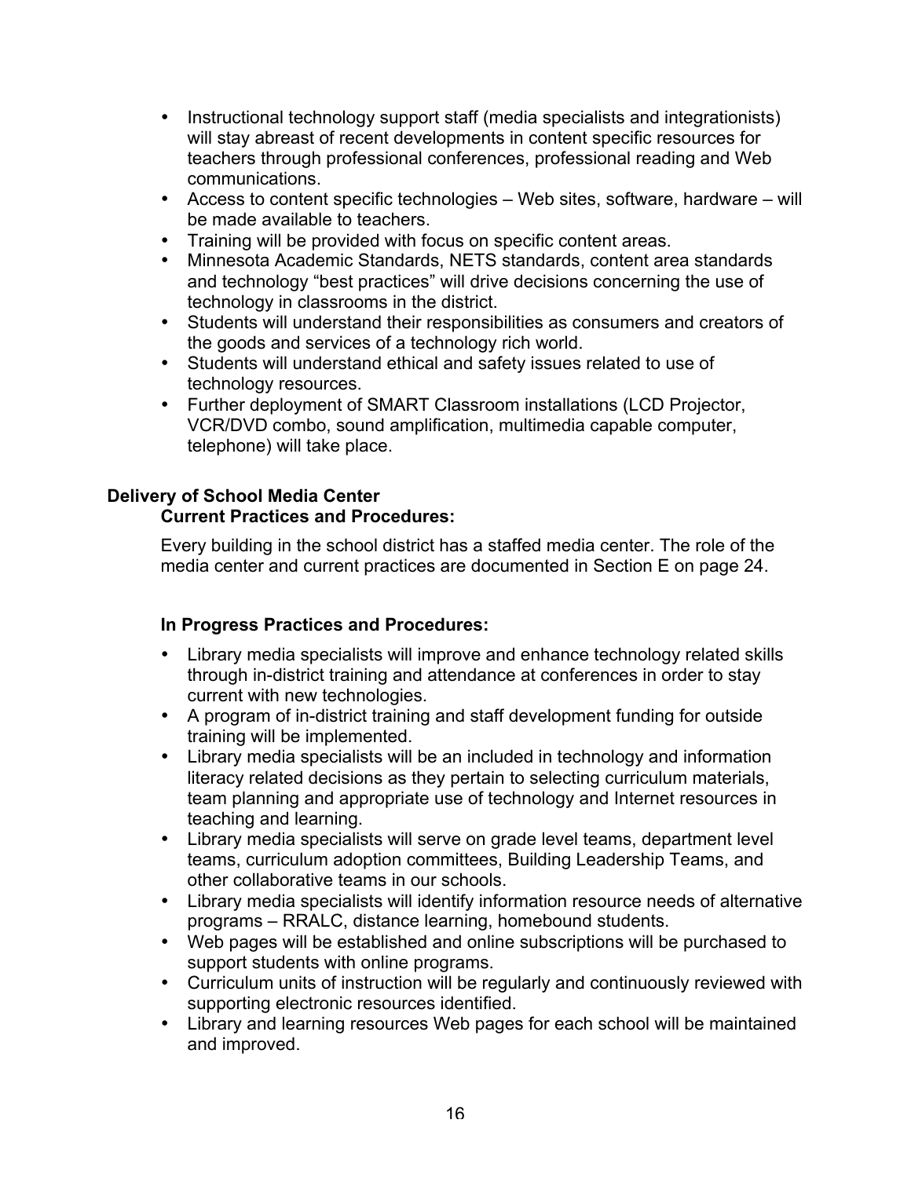- Instructional technology support staff (media specialists and integrationists) will stay abreast of recent developments in content specific resources for teachers through professional conferences, professional reading and Web communications.
- Access to content specific technologies – Web sites, software, hardware – will be made available to teachers.
- Training will be provided with focus on specific content areas.
- Minnesota Academic Standards, NETS standards, content area standards and technology "best practices" will drive decisions concerning the use of technology in classrooms in the district.
- Students will understand their responsibilities as consumers and creators of the goods and services of a technology rich world.
- Students will understand ethical and safety issues related to use of technology resources.
- Further deployment of SMART Classroom installations (LCD Projector, VCR/DVD combo, sound amplification, multimedia capable computer, telephone) will take place.

## Delivery of School Media Center

### Current Practices and Procedures:

Every building in the school district has a staffed media center. The role of the media center and current practices are documented in Section E on page 24.

### In Progress Practices and Procedures:

- Library media specialists will improve and enhance technology related skills through in-district training and attendance at conferences in order to stay current with new technologies.
- A program of in-district training and staff development funding for outside training will be implemented.
- Library media specialists will be an included in technology and information literacy related decisions as they pertain to selecting curriculum materials, team planning and appropriate use of technology and Internet resources in teaching and learning.
- Library media specialists will serve on grade level teams, department level teams, curriculum adoption committees, Building Leadership Teams, and other collaborative teams in our schools.
- Library media specialists will identify information resource needs of alternative programs – RRALC, distance learning, homebound students.
- Web pages will be established and online subscriptions will be purchased to support students with online programs.
- Curriculum units of instruction will be regularly and continuously reviewed with supporting electronic resources identified.
- Library and learning resources Web pages for each school will be maintained and improved.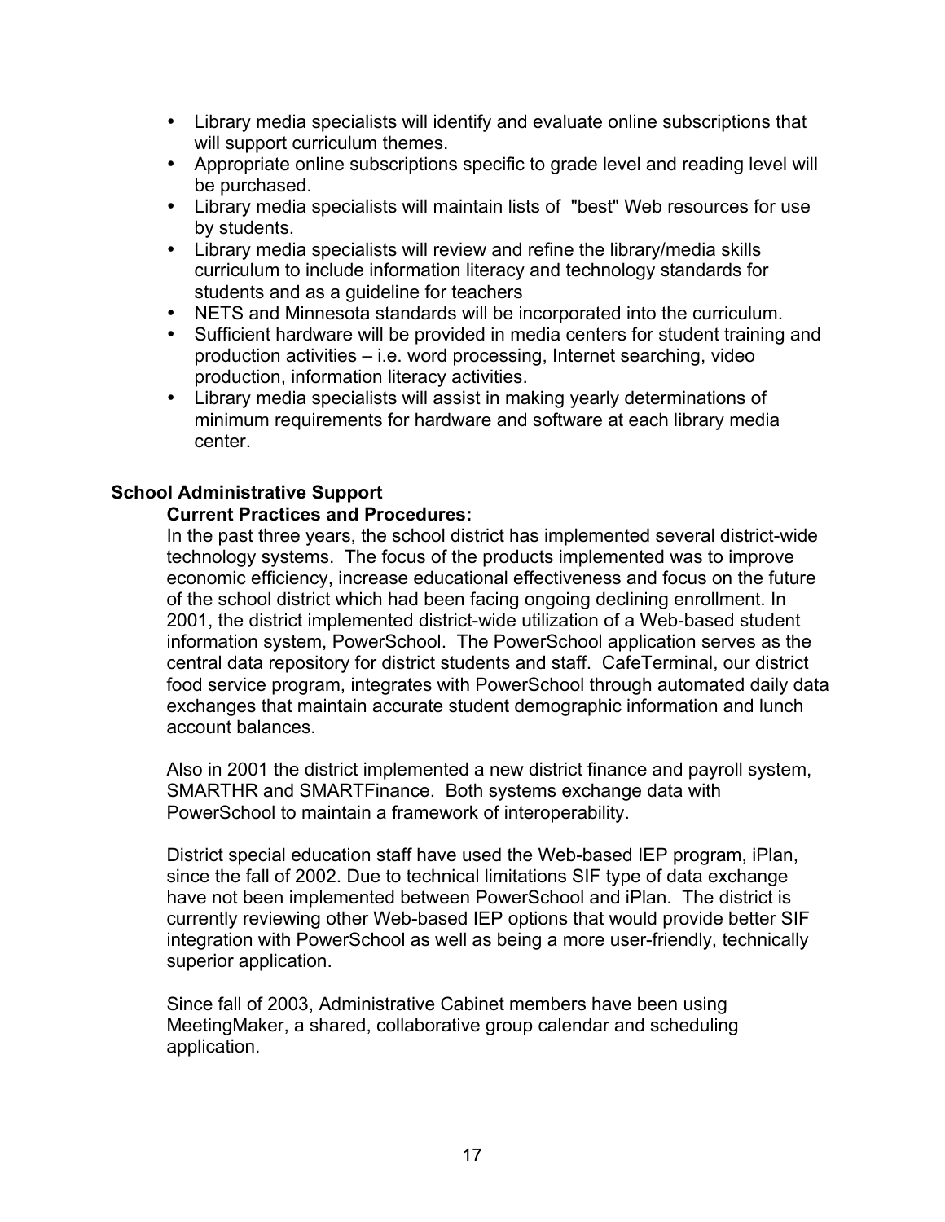- Library media specialists will identify and evaluate online subscriptions that will support curriculum themes.
- Appropriate online subscriptions specific to grade level and reading level will be purchased.
- Library media specialists will maintain lists of "best" Web resources for use by students.
- Library media specialists will review and refine the library/media skills curriculum to include information literacy and technology standards for students and as a guideline for teachers
- NETS and Minnesota standards will be incorporated into the curriculum.
- Sufficient hardware will be provided in media centers for student training and production activities – i.e. word processing, Internet searching, video production, information literacy activities.
- Library media specialists will assist in making yearly determinations of minimum requirements for hardware and software at each library media center.

## School Administrative Support

### Current Practices and Procedures:

In the past three years, the school district has implemented several district-wide technology systems. The focus of the products implemented was to improve economic efficiency, increase educational effectiveness and focus on the future of the school district which had been facing ongoing declining enrollment. In 2001, the district implemented district-wide utilization of a Web-based student information system, PowerSchool. The PowerSchool application serves as the central data repository for district students and staff. CafeTerminal, our district food service program, integrates with PowerSchool through automated daily data exchanges that maintain accurate student demographic information and lunch account balances.

Also in 2001 the district implemented a new district finance and payroll system, SMARTHR and SMARTFinance. Both systems exchange data with PowerSchool to maintain a framework of interoperability.

District special education staff have used the Web-based IEP program, iPlan, since the fall of 2002. Due to technical limitations SIF type of data exchange have not been implemented between PowerSchool and iPlan. The district is currently reviewing other Web-based IEP options that would provide better SIF integration with PowerSchool as well as being a more user-friendly, technically superior application.

Since fall of 2003, Administrative Cabinet members have been using MeetingMaker, a shared, collaborative group calendar and scheduling application.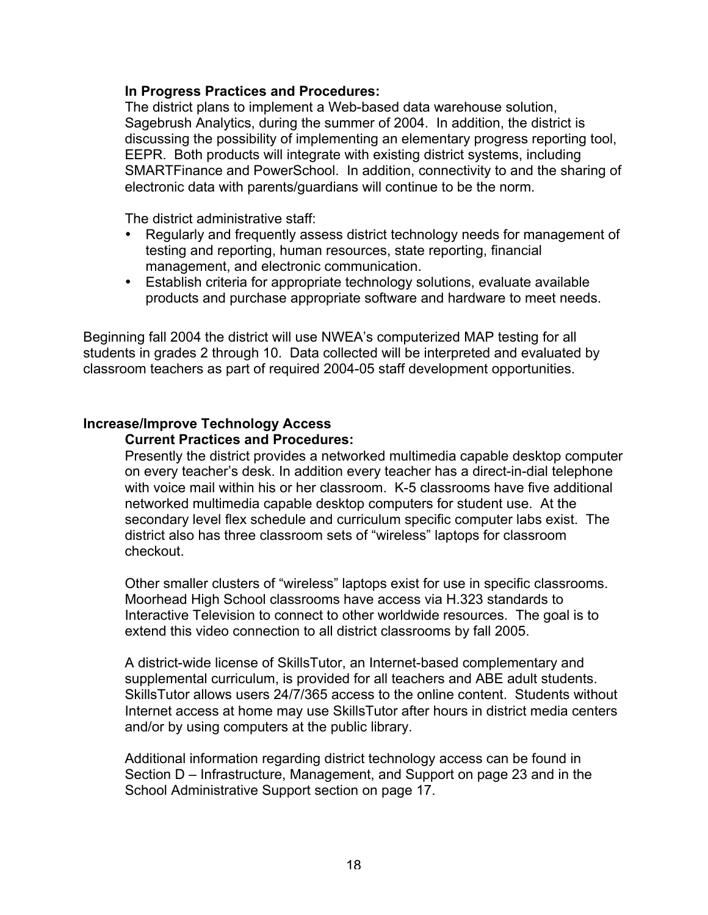**In Progress Practices and Procedures:**

The district plans to implement a Web-based data warehouse solution, Sagebrush Analytics, during the summer of 2004. In addition, the district is discussing the possibility of implementing an elementary progress reporting tool, EEPR. Both products will integrate with existing district systems, including SMARTFinance and PowerSchool. In addition, connectivity to and the sharing of electronic data with parents/guardians will continue to be the norm.

The district administrative staff:

- Regularly and frequently assess district technology needs for management of testing and reporting, human resources, state reporting, financial management, and electronic communication.
- Establish criteria for appropriate technology solutions, evaluate available products and purchase appropriate software and hardware to meet needs.

Beginning fall 2004 the district will use NWEA's computerized MAP testing for all students in grades 2 through 10. Data collected will be interpreted and evaluated by classroom teachers as part of required 2004-05 staff development opportunities.

## Increase/Improve Technology Access

**Current Practices and Procedures:**

Presently the district provides a networked multimedia capable desktop computer on every teacher's desk. In addition every teacher has a direct-in-dial telephone with voice mail within his or her classroom. K-5 classrooms have five additional networked multimedia capable desktop computers for student use. At the secondary level flex schedule and curriculum specific computer labs exist. The district also has three classroom sets of "wireless" laptops for classroom checkout.

Other smaller clusters of "wireless" laptops exist for use in specific classrooms. Moorhead High School classrooms have access via H.323 standards to Interactive Television to connect to other worldwide resources. The goal is to extend this video connection to all district classrooms by fall 2005.

A district-wide license of SkillsTutor, an Internet-based complementary and supplemental curriculum, is provided for all teachers and ABE adult students. SkillsTutor allows users 24/7/365 access to the online content. Students without Internet access at home may use SkillsTutor after hours in district media centers and/or by using computers at the public library.

Additional information regarding district technology access can be found in Section D – Infrastructure, Management, and Support on page 23 and in the School Administrative Support section on page 17.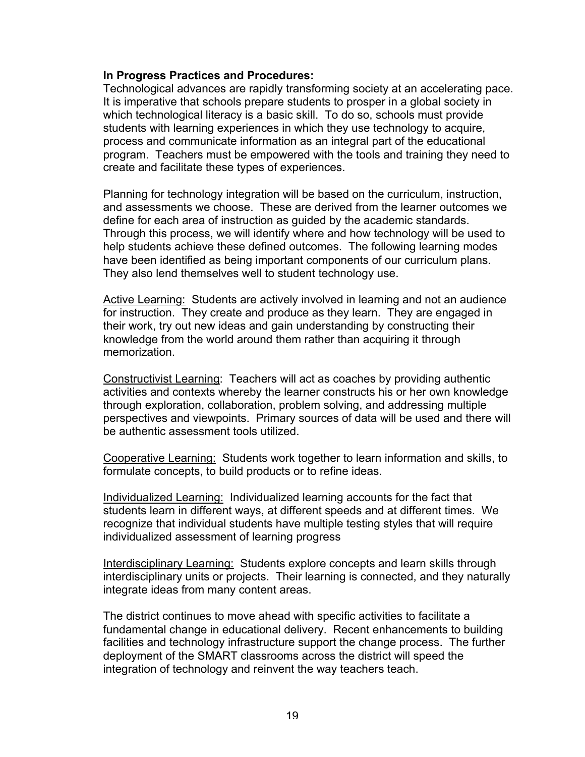**In Progress Practices and Procedures:**

Technological advances are rapidly transforming society at an accelerating pace. It is imperative that schools prepare students to prosper in a global society in which technological literacy is a basic skill. To do so, schools must provide students with learning experiences in which they use technology to acquire, process and communicate information as an integral part of the educational program. Teachers must be empowered with the tools and training they need to create and facilitate these types of experiences.

Planning for technology integration will be based on the curriculum, instruction, and assessments we choose. These are derived from the learner outcomes we define for each area of instruction as guided by the academic standards. Through this process, we will identify where and how technology will be used to help students achieve these defined outcomes. The following learning modes have been identified as being important components of our curriculum plans. They also lend themselves well to student technology use.

<u>Active Learning:</u> Students are actively involved in learning and not an audience for instruction. They create and produce as they learn. They are engaged in their work, try out new ideas and gain understanding by constructing their knowledge from the world around them rather than acquiring it through memorization.

<u>Constructivist Learning</u>: Teachers will act as coaches by providing authentic activities and contexts whereby the learner constructs his or her own knowledge through exploration, collaboration, problem solving, and addressing multiple perspectives and viewpoints. Primary sources of data will be used and there will be authentic assessment tools utilized.

<u>Cooperative Learning:</u> Students work together to learn information and skills, to formulate concepts, to build products or to refine ideas.

<u>Individualized Learning:</u> Individualized learning accounts for the fact that students learn in different ways, at different speeds and at different times. We recognize that individual students have multiple testing styles that will require individualized assessment of learning progress

<u>Interdisciplinary Learning:</u> Students explore concepts and learn skills through interdisciplinary units or projects. Their learning is connected, and they naturally integrate ideas from many content areas.

The district continues to move ahead with specific activities to facilitate a fundamental change in educational delivery. Recent enhancements to building facilities and technology infrastructure support the change process. The further deployment of the SMART classrooms across the district will speed the integration of technology and reinvent the way teachers teach.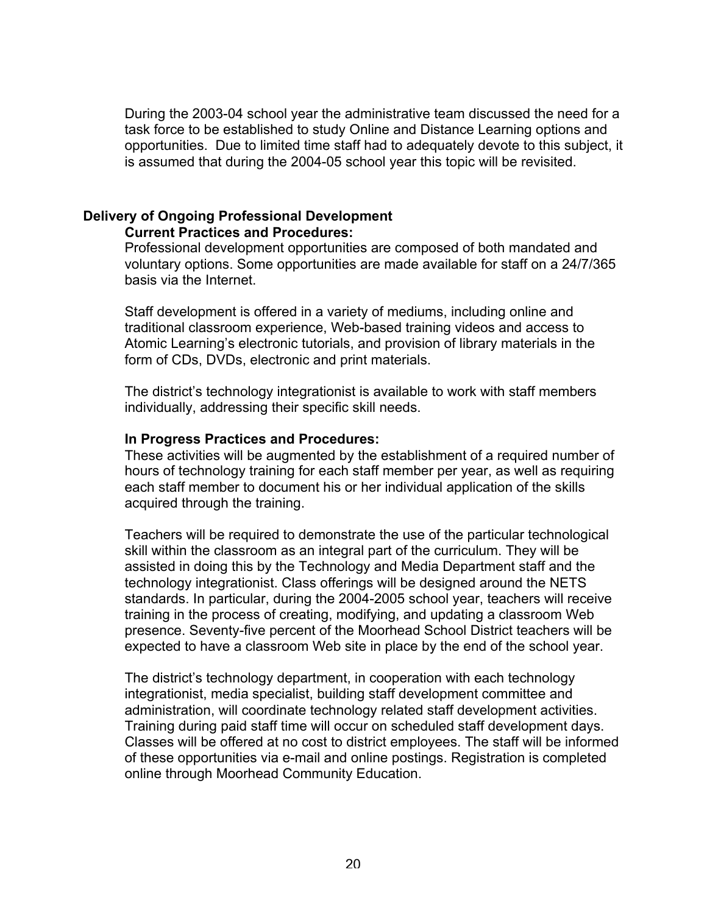During the 2003-04 school year the administrative team discussed the need for a task force to be established to study Online and Distance Learning options and opportunities. Due to limited time staff had to adequately devote to this subject, it is assumed that during the 2004-05 school year this topic will be revisited.

## Delivery of Ongoing Professional Development

### Current Practices and Procedures:

Professional development opportunities are composed of both mandated and voluntary options. Some opportunities are made available for staff on a 24/7/365 basis via the Internet.

Staff development is offered in a variety of mediums, including online and traditional classroom experience, Web-based training videos and access to Atomic Learning's electronic tutorials, and provision of library materials in the form of CDs, DVDs, electronic and print materials.

The district's technology integrationist is available to work with staff members individually, addressing their specific skill needs.

### In Progress Practices and Procedures:

These activities will be augmented by the establishment of a required number of hours of technology training for each staff member per year, as well as requiring each staff member to document his or her individual application of the skills acquired through the training.

Teachers will be required to demonstrate the use of the particular technological skill within the classroom as an integral part of the curriculum. They will be assisted in doing this by the Technology and Media Department staff and the technology integrationist. Class offerings will be designed around the NETS standards. In particular, during the 2004-2005 school year, teachers will receive training in the process of creating, modifying, and updating a classroom Web presence. Seventy-five percent of the Moorhead School District teachers will be expected to have a classroom Web site in place by the end of the school year.

The district's technology department, in cooperation with each technology integrationist, media specialist, building staff development committee and administration, will coordinate technology related staff development activities. Training during paid staff time will occur on scheduled staff development days. Classes will be offered at no cost to district employees. The staff will be informed of these opportunities via e-mail and online postings. Registration is completed online through Moorhead Community Education.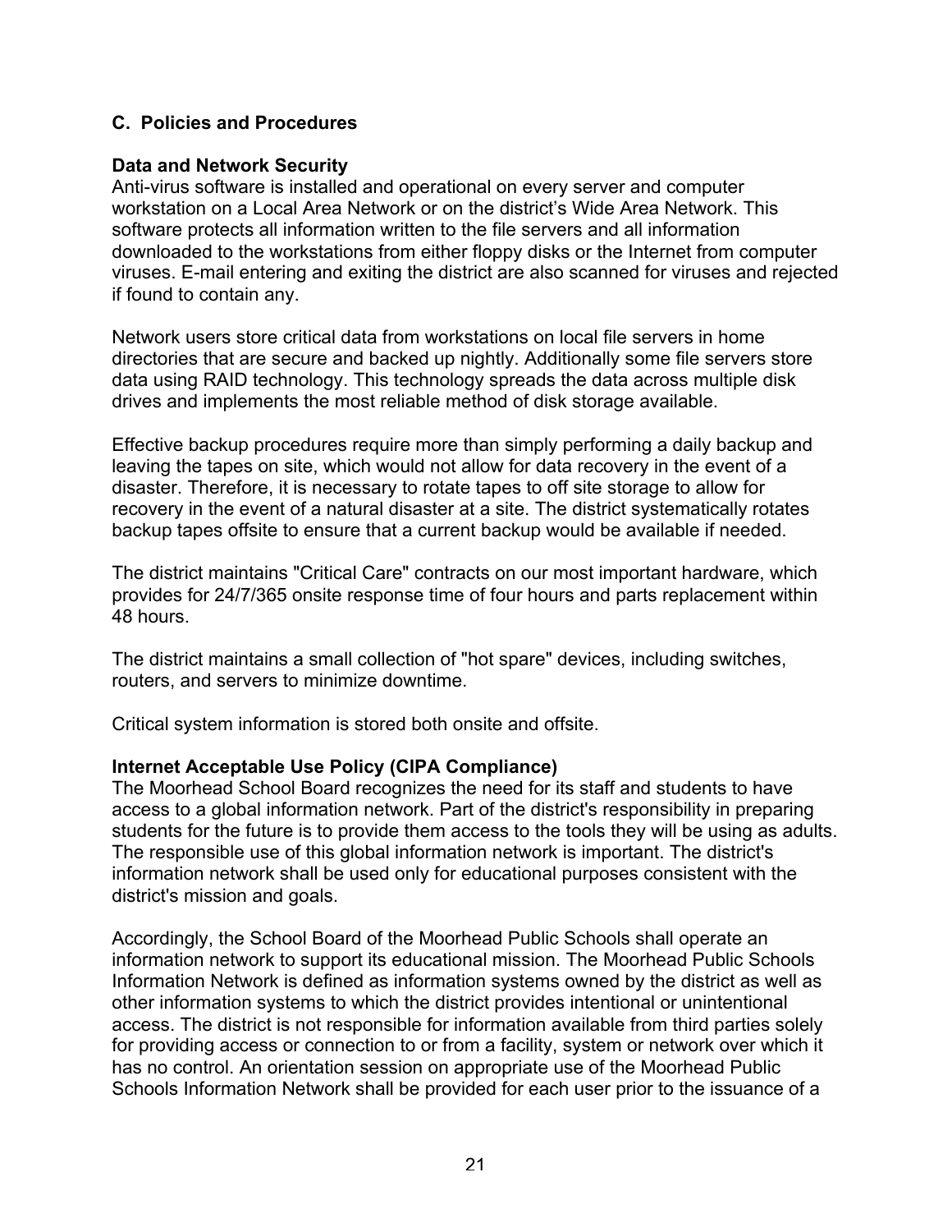## C. Policies and Procedures

### Data and Network Security

Anti-virus software is installed and operational on every server and computer workstation on a Local Area Network or on the district's Wide Area Network. This software protects all information written to the file servers and all information downloaded to the workstations from either floppy disks or the Internet from computer viruses. E-mail entering and exiting the district are also scanned for viruses and rejected if found to contain any.

Network users store critical data from workstations on local file servers in home directories that are secure and backed up nightly. Additionally some file servers store data using RAID technology. This technology spreads the data across multiple disk drives and implements the most reliable method of disk storage available.

Effective backup procedures require more than simply performing a daily backup and leaving the tapes on site, which would not allow for data recovery in the event of a disaster. Therefore, it is necessary to rotate tapes to off site storage to allow for recovery in the event of a natural disaster at a site. The district systematically rotates backup tapes offsite to ensure that a current backup would be available if needed.

The district maintains "Critical Care" contracts on our most important hardware, which provides for 24/7/365 onsite response time of four hours and parts replacement within 48 hours.

The district maintains a small collection of "hot spare" devices, including switches, routers, and servers to minimize downtime.

Critical system information is stored both onsite and offsite.

### Internet Acceptable Use Policy (CIPA Compliance)

The Moorhead School Board recognizes the need for its staff and students to have access to a global information network. Part of the district's responsibility in preparing students for the future is to provide them access to the tools they will be using as adults. The responsible use of this global information network is important. The district's information network shall be used only for educational purposes consistent with the district's mission and goals.

Accordingly, the School Board of the Moorhead Public Schools shall operate an information network to support its educational mission. The Moorhead Public Schools Information Network is defined as information systems owned by the district as well as other information systems to which the district provides intentional or unintentional access. The district is not responsible for information available from third parties solely for providing access or connection to or from a facility, system or network over which it has no control. An orientation session on appropriate use of the Moorhead Public Schools Information Network shall be provided for each user prior to the issuance of a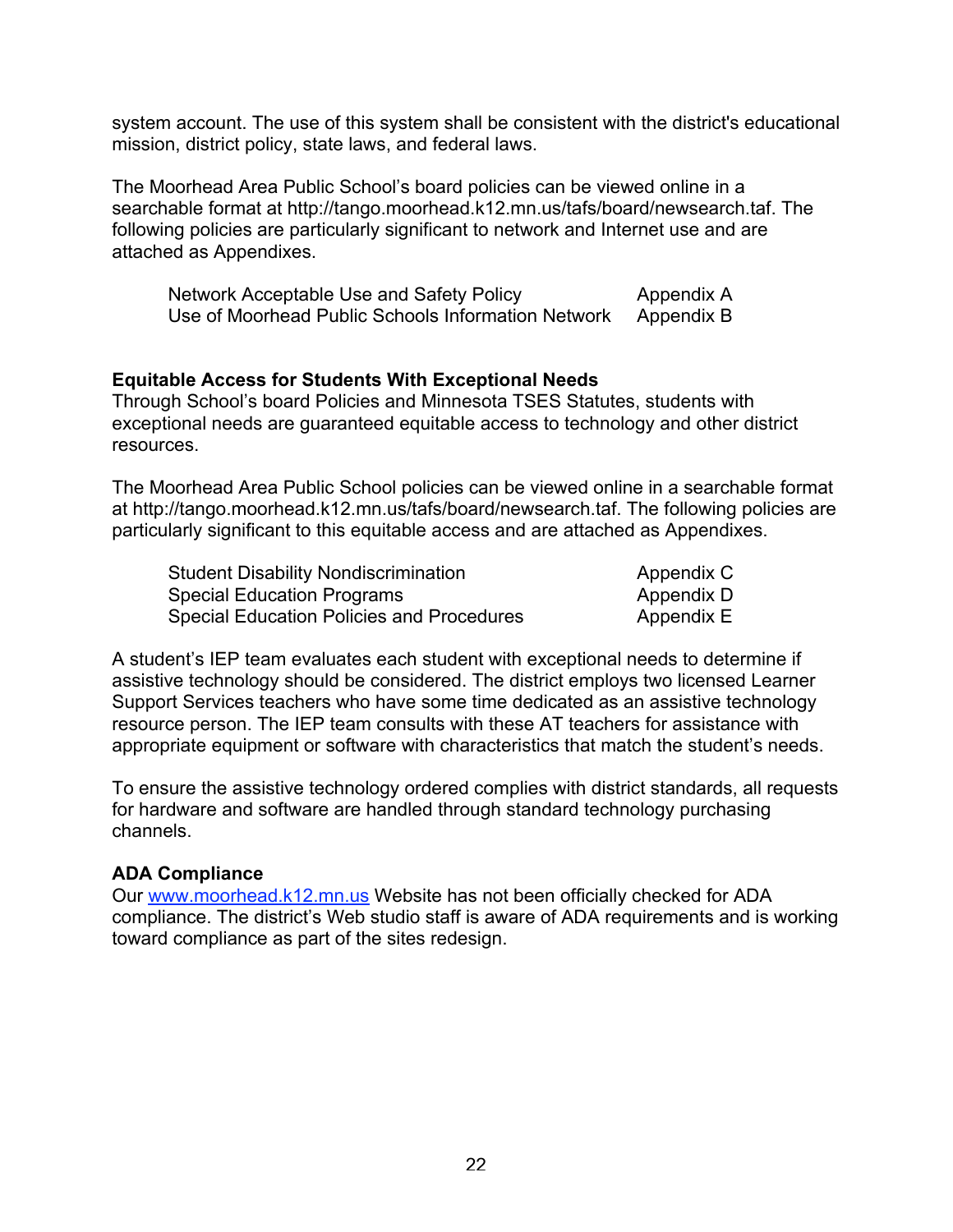system account. The use of this system shall be consistent with the district's educational mission, district policy, state laws, and federal laws.

The Moorhead Area Public School's board policies can be viewed online in a searchable format at http://tango.moorhead.k12.mn.us/tafs/board/newsearch.taf. The following policies are particularly significant to network and Internet use and are attached as Appendixes.

| | |
|---|---|
| Network Acceptable Use and Safety Policy | Appendix A |
| Use of Moorhead Public Schools Information Network | Appendix B |

**Equitable Access for Students With Exceptional Needs**

Through School's board Policies and Minnesota TSES Statutes, students with exceptional needs are guaranteed equitable access to technology and other district resources.

The Moorhead Area Public School policies can be viewed online in a searchable format at http://tango.moorhead.k12.mn.us/tafs/board/newsearch.taf. The following policies are particularly significant to this equitable access and are attached as Appendixes.

| | |
|---|---|
| Student Disability Nondiscrimination | Appendix C |
| Special Education Programs | Appendix D |
| Special Education Policies and Procedures | Appendix E |

A student's IEP team evaluates each student with exceptional needs to determine if assistive technology should be considered. The district employs two licensed Learner Support Services teachers who have some time dedicated as an assistive technology resource person. The IEP team consults with these AT teachers for assistance with appropriate equipment or software with characteristics that match the student's needs.

To ensure the assistive technology ordered complies with district standards, all requests for hardware and software are handled through standard technology purchasing channels.

**ADA Compliance**

Our [www.moorhead.k12.mn.us](http://www.moorhead.k12.mn.us) Website has not been officially checked for ADA compliance. The district's Web studio staff is aware of ADA requirements and is working toward compliance as part of the sites redesign.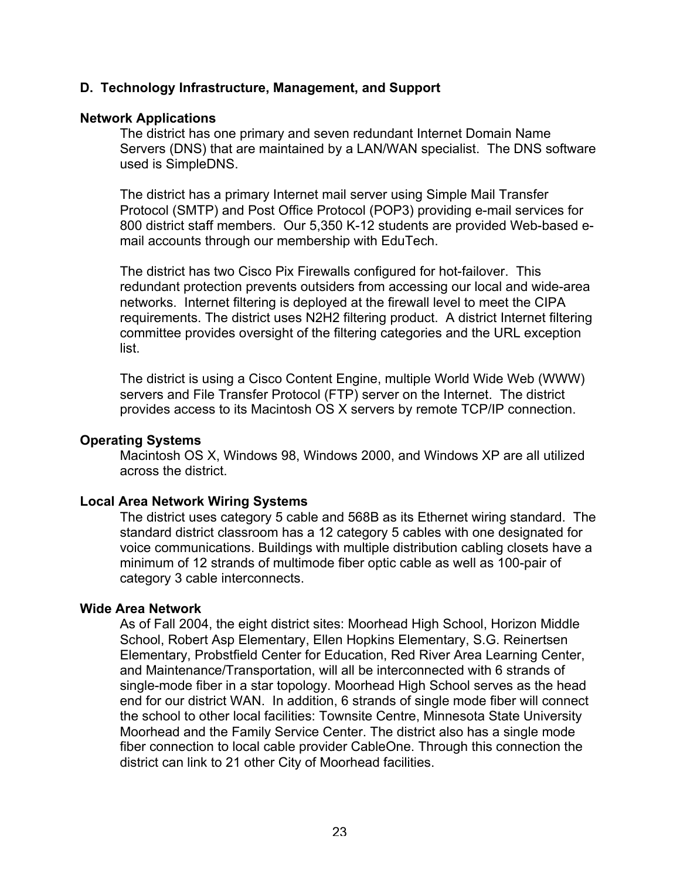## D. Technology Infrastructure, Management, and Support

### Network Applications

The district has one primary and seven redundant Internet Domain Name Servers (DNS) that are maintained by a LAN/WAN specialist. The DNS software used is SimpleDNS.

The district has a primary Internet mail server using Simple Mail Transfer Protocol (SMTP) and Post Office Protocol (POP3) providing e-mail services for 800 district staff members. Our 5,350 K-12 students are provided Web-based e-mail accounts through our membership with EduTech.

The district has two Cisco Pix Firewalls configured for hot-failover. This redundant protection prevents outsiders from accessing our local and wide-area networks. Internet filtering is deployed at the firewall level to meet the CIPA requirements. The district uses N2H2 filtering product. A district Internet filtering committee provides oversight of the filtering categories and the URL exception list.

The district is using a Cisco Content Engine, multiple World Wide Web (WWW) servers and File Transfer Protocol (FTP) server on the Internet. The district provides access to its Macintosh OS X servers by remote TCP/IP connection.

### Operating Systems

Macintosh OS X, Windows 98, Windows 2000, and Windows XP are all utilized across the district.

### Local Area Network Wiring Systems

The district uses category 5 cable and 568B as its Ethernet wiring standard. The standard district classroom has a 12 category 5 cables with one designated for voice communications. Buildings with multiple distribution cabling closets have a minimum of 12 strands of multimode fiber optic cable as well as 100-pair of category 3 cable interconnects.

### Wide Area Network

As of Fall 2004, the eight district sites: Moorhead High School, Horizon Middle School, Robert Asp Elementary, Ellen Hopkins Elementary, S.G. Reinertsen Elementary, Probstfield Center for Education, Red River Area Learning Center, and Maintenance/Transportation, will all be interconnected with 6 strands of single-mode fiber in a star topology. Moorhead High School serves as the head end for our district WAN. In addition, 6 strands of single mode fiber will connect the school to other local facilities: Townsite Centre, Minnesota State University Moorhead and the Family Service Center. The district also has a single mode fiber connection to local cable provider CableOne. Through this connection the district can link to 21 other City of Moorhead facilities.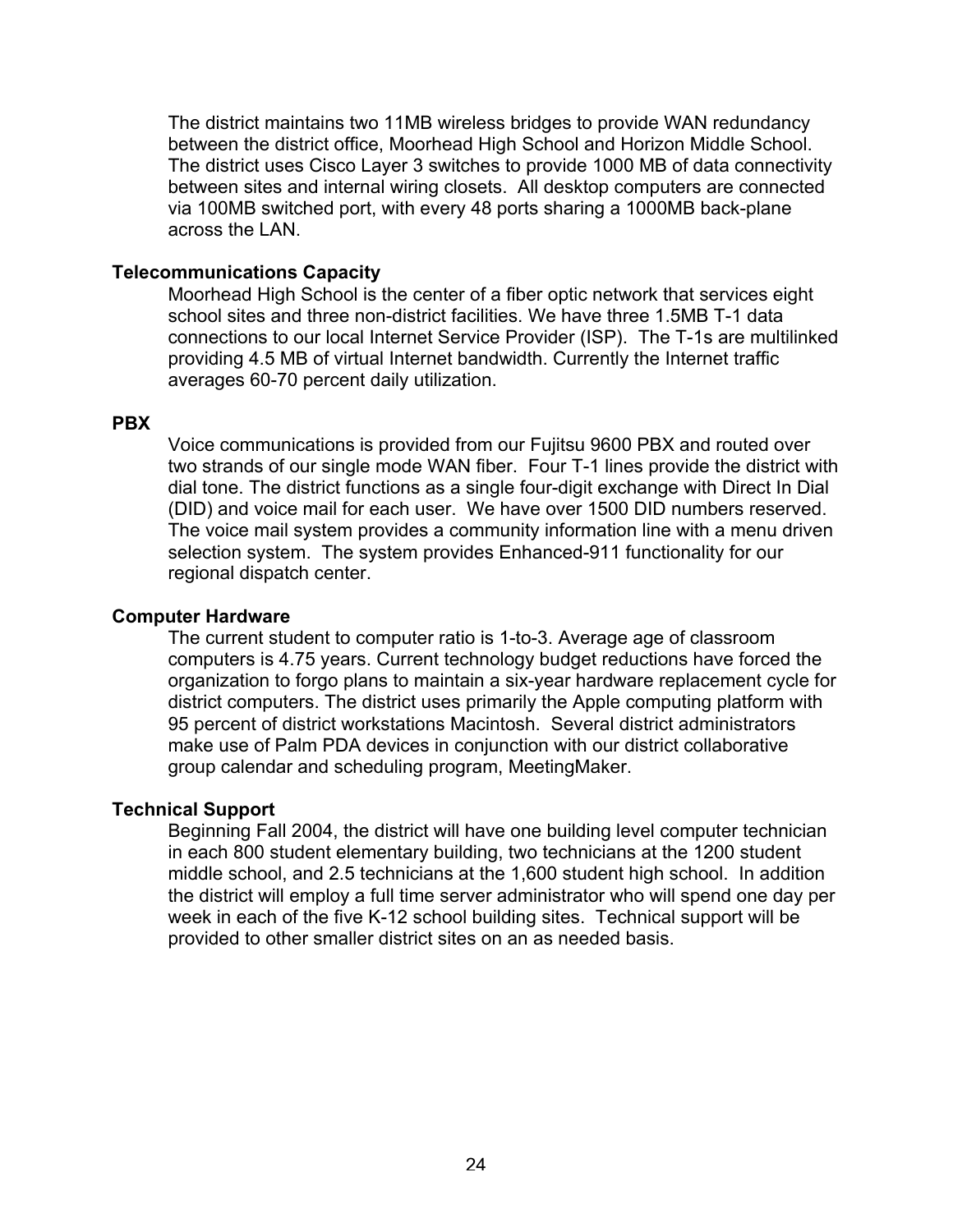The district maintains two 11MB wireless bridges to provide WAN redundancy between the district office, Moorhead High School and Horizon Middle School. The district uses Cisco Layer 3 switches to provide 1000 MB of data connectivity between sites and internal wiring closets. All desktop computers are connected via 100MB switched port, with every 48 ports sharing a 1000MB back-plane across the LAN.

**Telecommunications Capacity**

Moorhead High School is the center of a fiber optic network that services eight school sites and three non-district facilities. We have three 1.5MB T-1 data connections to our local Internet Service Provider (ISP). The T-1s are multilinked providing 4.5 MB of virtual Internet bandwidth. Currently the Internet traffic averages 60-70 percent daily utilization.

**PBX**

Voice communications is provided from our Fujitsu 9600 PBX and routed over two strands of our single mode WAN fiber. Four T-1 lines provide the district with dial tone. The district functions as a single four-digit exchange with Direct In Dial (DID) and voice mail for each user. We have over 1500 DID numbers reserved. The voice mail system provides a community information line with a menu driven selection system. The system provides Enhanced-911 functionality for our regional dispatch center.

**Computer Hardware**

The current student to computer ratio is 1-to-3. Average age of classroom computers is 4.75 years. Current technology budget reductions have forced the organization to forgo plans to maintain a six-year hardware replacement cycle for district computers. The district uses primarily the Apple computing platform with 95 percent of district workstations Macintosh. Several district administrators make use of Palm PDA devices in conjunction with our district collaborative group calendar and scheduling program, MeetingMaker.

**Technical Support**

Beginning Fall 2004, the district will have one building level computer technician in each 800 student elementary building, two technicians at the 1200 student middle school, and 2.5 technicians at the 1,600 student high school. In addition the district will employ a full time server administrator who will spend one day per week in each of the five K-12 school building sites. Technical support will be provided to other smaller district sites on an as needed basis.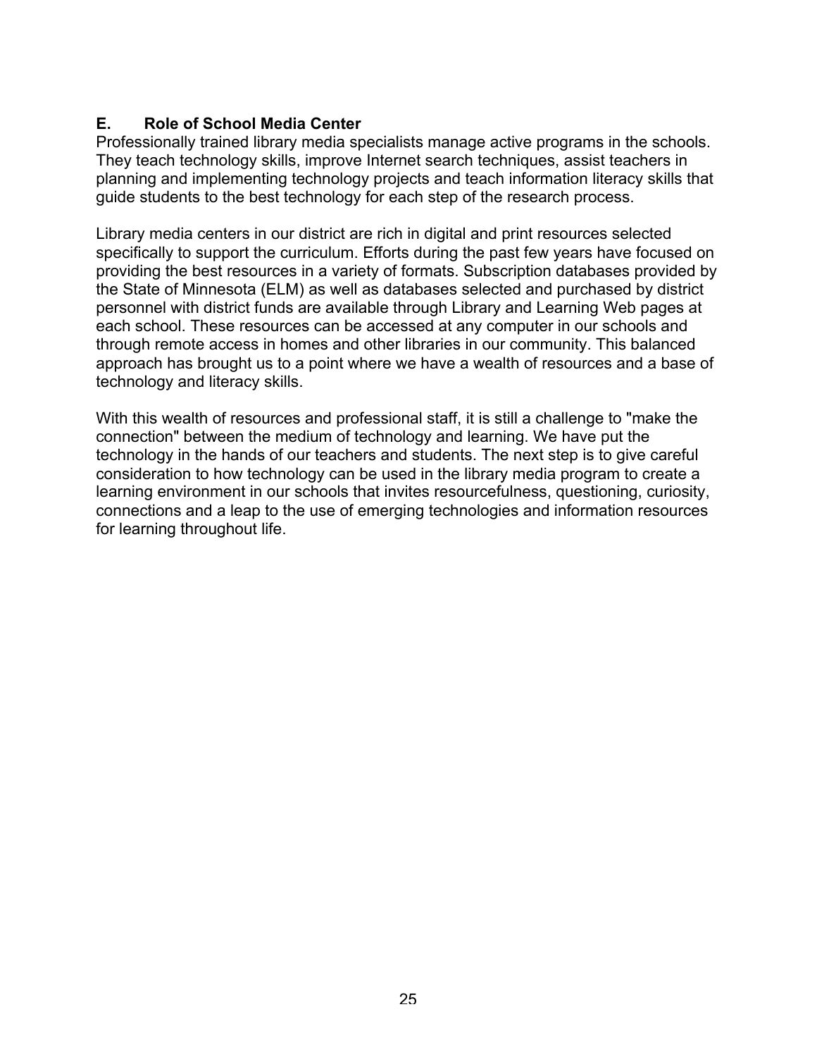## E. Role of School Media Center

Professionally trained library media specialists manage active programs in the schools. They teach technology skills, improve Internet search techniques, assist teachers in planning and implementing technology projects and teach information literacy skills that guide students to the best technology for each step of the research process.

Library media centers in our district are rich in digital and print resources selected specifically to support the curriculum. Efforts during the past few years have focused on providing the best resources in a variety of formats. Subscription databases provided by the State of Minnesota (ELM) as well as databases selected and purchased by district personnel with district funds are available through Library and Learning Web pages at each school. These resources can be accessed at any computer in our schools and through remote access in homes and other libraries in our community. This balanced approach has brought us to a point where we have a wealth of resources and a base of technology and literacy skills.

With this wealth of resources and professional staff, it is still a challenge to "make the connection" between the medium of technology and learning. We have put the technology in the hands of our teachers and students. The next step is to give careful consideration to how technology can be used in the library media program to create a learning environment in our schools that invites resourcefulness, questioning, curiosity, connections and a leap to the use of emerging technologies and information resources for learning throughout life.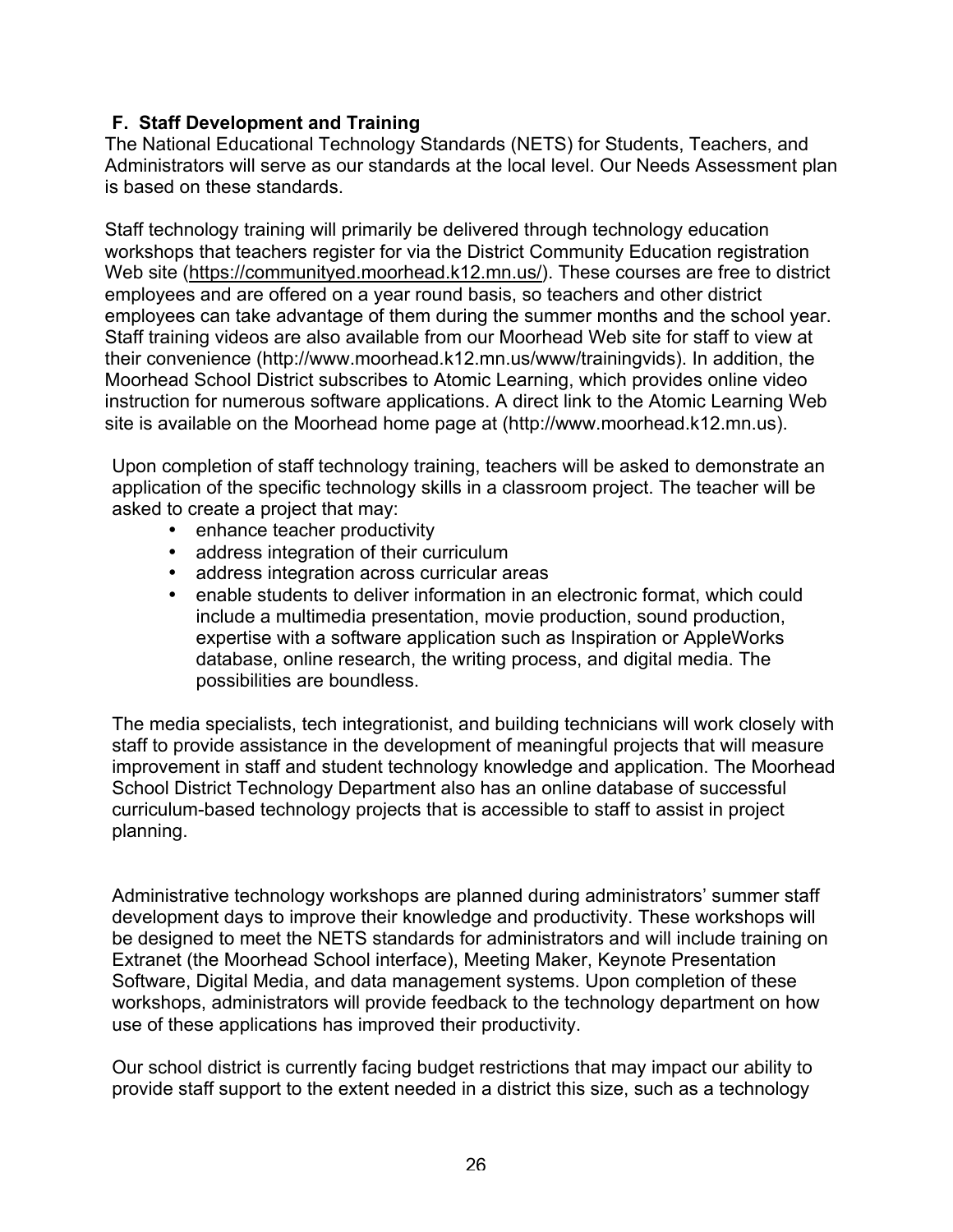## F. Staff Development and Training

The National Educational Technology Standards (NETS) for Students, Teachers, and Administrators will serve as our standards at the local level. Our Needs Assessment plan is based on these standards.

Staff technology training will primarily be delivered through technology education workshops that teachers register for via the District Community Education registration Web site (https://communityed.moorhead.k12.mn.us/). These courses are free to district employees and are offered on a year round basis, so teachers and other district employees can take advantage of them during the summer months and the school year. Staff training videos are also available from our Moorhead Web site for staff to view at their convenience (http://www.moorhead.k12.mn.us/www/trainingvids). In addition, the Moorhead School District subscribes to Atomic Learning, which provides online video instruction for numerous software applications. A direct link to the Atomic Learning Web site is available on the Moorhead home page at (http://www.moorhead.k12.mn.us).

Upon completion of staff technology training, teachers will be asked to demonstrate an application of the specific technology skills in a classroom project. The teacher will be asked to create a project that may:

- enhance teacher productivity
- address integration of their curriculum
- address integration across curricular areas
- enable students to deliver information in an electronic format, which could include a multimedia presentation, movie production, sound production, expertise with a software application such as Inspiration or AppleWorks database, online research, the writing process, and digital media. The possibilities are boundless.

The media specialists, tech integrationist, and building technicians will work closely with staff to provide assistance in the development of meaningful projects that will measure improvement in staff and student technology knowledge and application. The Moorhead School District Technology Department also has an online database of successful curriculum-based technology projects that is accessible to staff to assist in project planning.

Administrative technology workshops are planned during administrators' summer staff development days to improve their knowledge and productivity. These workshops will be designed to meet the NETS standards for administrators and will include training on Extranet (the Moorhead School interface), Meeting Maker, Keynote Presentation Software, Digital Media, and data management systems. Upon completion of these workshops, administrators will provide feedback to the technology department on how use of these applications has improved their productivity.

Our school district is currently facing budget restrictions that may impact our ability to provide staff support to the extent needed in a district this size, such as a technology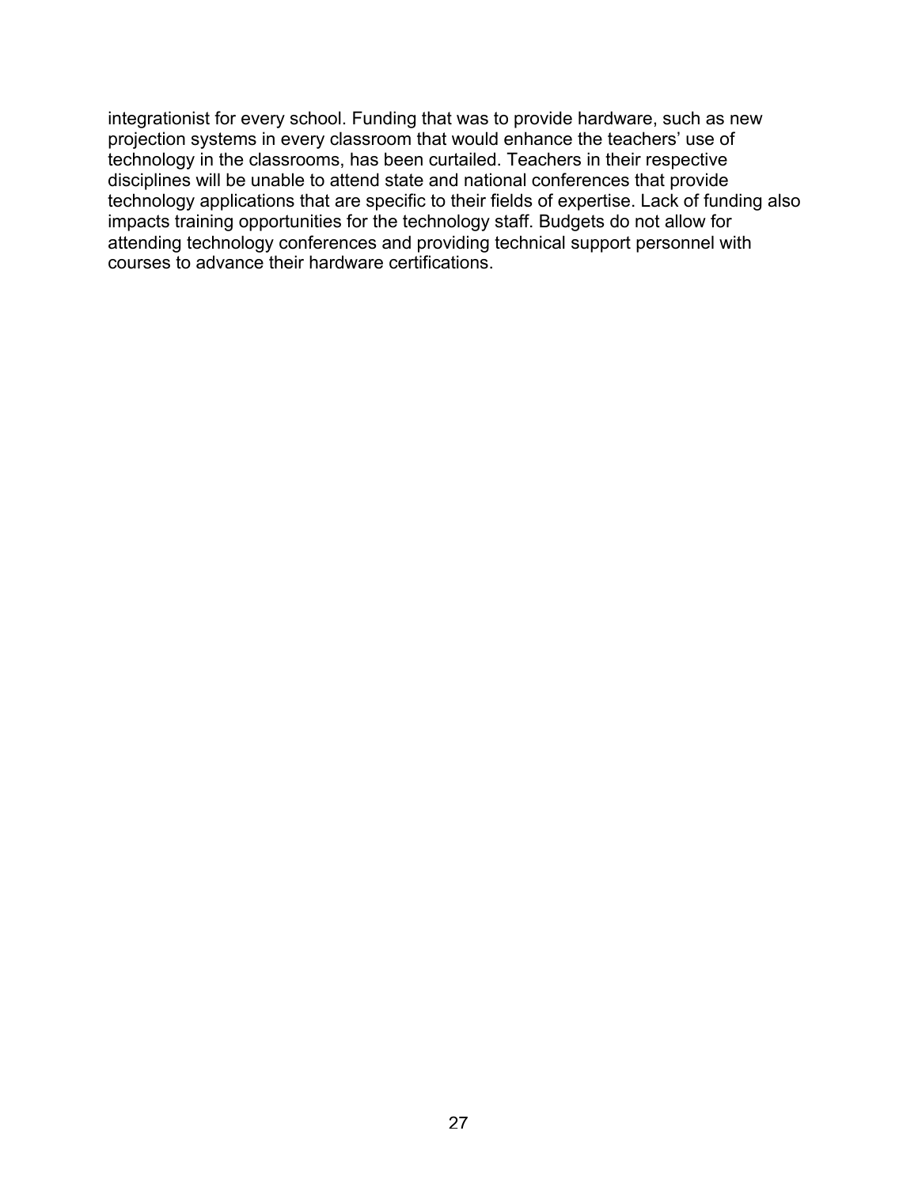integrationist for every school. Funding that was to provide hardware, such as new projection systems in every classroom that would enhance the teachers' use of technology in the classrooms, has been curtailed. Teachers in their respective disciplines will be unable to attend state and national conferences that provide technology applications that are specific to their fields of expertise. Lack of funding also impacts training opportunities for the technology staff. Budgets do not allow for attending technology conferences and providing technical support personnel with courses to advance their hardware certifications.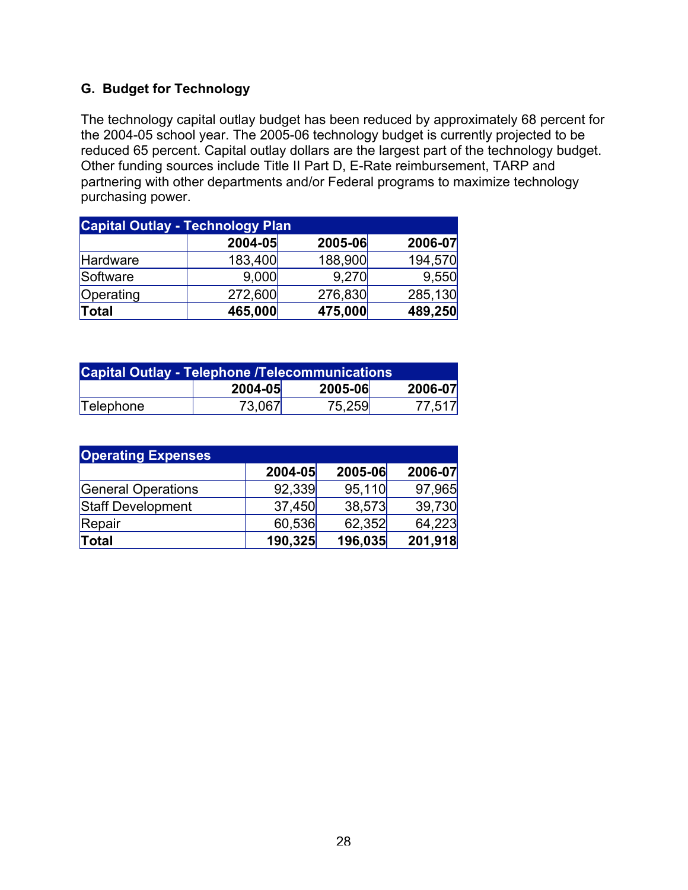## G. Budget for Technology

The technology capital outlay budget has been reduced by approximately 68 percent for the 2004-05 school year. The 2005-06 technology budget is currently projected to be reduced 65 percent. Capital outlay dollars are the largest part of the technology budget. Other funding sources include Title II Part D, E-Rate reimbursement, TARP and partnering with other departments and/or Federal programs to maximize technology purchasing power.

| Capital Outlay - Technology Plan | | | |
|---|---|---|---|
| | **2004-05** | **2005-06** | **2006-07** |
| Hardware | 183,400 | 188,900 | 194,570 |
| Software | 9,000 | 9,270 | 9,550 |
| Operating | 272,600 | 276,830 | 285,130 |
| **Total** | **465,000** | **475,000** | **489,250** |

| Capital Outlay - Telephone /Telecommunications | | | |
|---|---|---|---|
| | **2004-05** | **2005-06** | **2006-07** |
| Telephone | 73,067 | 75,259 | 77,517 |

| Operating Expenses | | | |
|---|---|---|---|
| | **2004-05** | **2005-06** | **2006-07** |
| General Operations | 92,339 | 95,110 | 97,965 |
| Staff Development | 37,450 | 38,573 | 39,730 |
| Repair | 60,536 | 62,352 | 64,223 |
| **Total** | **190,325** | **196,035** | **201,918** |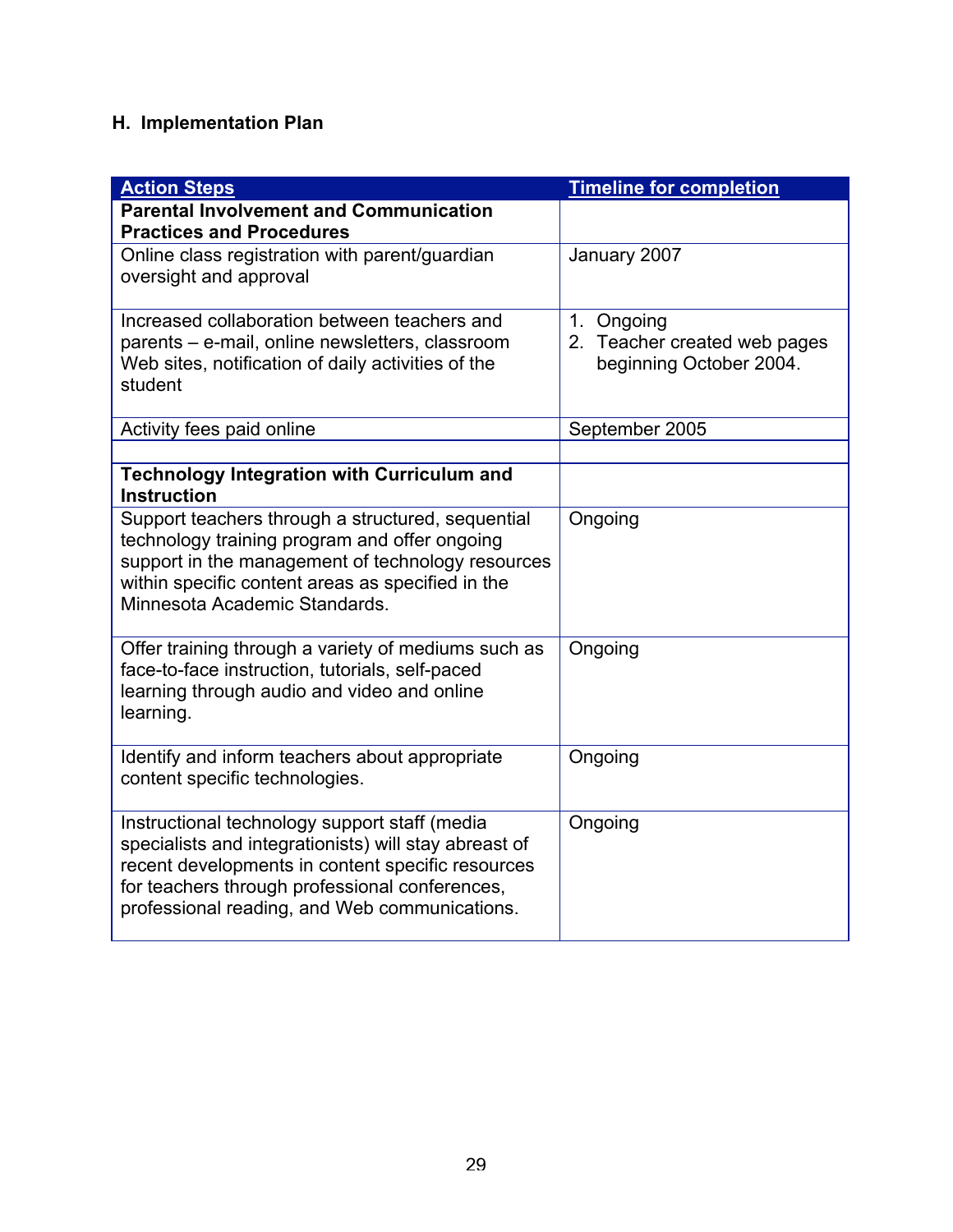## H. Implementation Plan

| Action Steps | Timeline for completion |
|---|---|
| **Parental Involvement and Communication Practices and Procedures** | |
| Online class registration with parent/guardian oversight and approval | January 2007 |
| Increased collaboration between teachers and parents – e-mail, online newsletters, classroom Web sites, notification of daily activities of the student | 1. Ongoing<br>2. Teacher created web pages beginning October 2004. |
| Activity fees paid online | September 2005 |
| | |
| **Technology Integration with Curriculum and Instruction** | |
| Support teachers through a structured, sequential technology training program and offer ongoing support in the management of technology resources within specific content areas as specified in the Minnesota Academic Standards. | Ongoing |
| Offer training through a variety of mediums such as face-to-face instruction, tutorials, self-paced learning through audio and video and online learning. | Ongoing |
| Identify and inform teachers about appropriate content specific technologies. | Ongoing |
| Instructional technology support staff (media specialists and integrationists) will stay abreast of recent developments in content specific resources for teachers through professional conferences, professional reading, and Web communications. | Ongoing |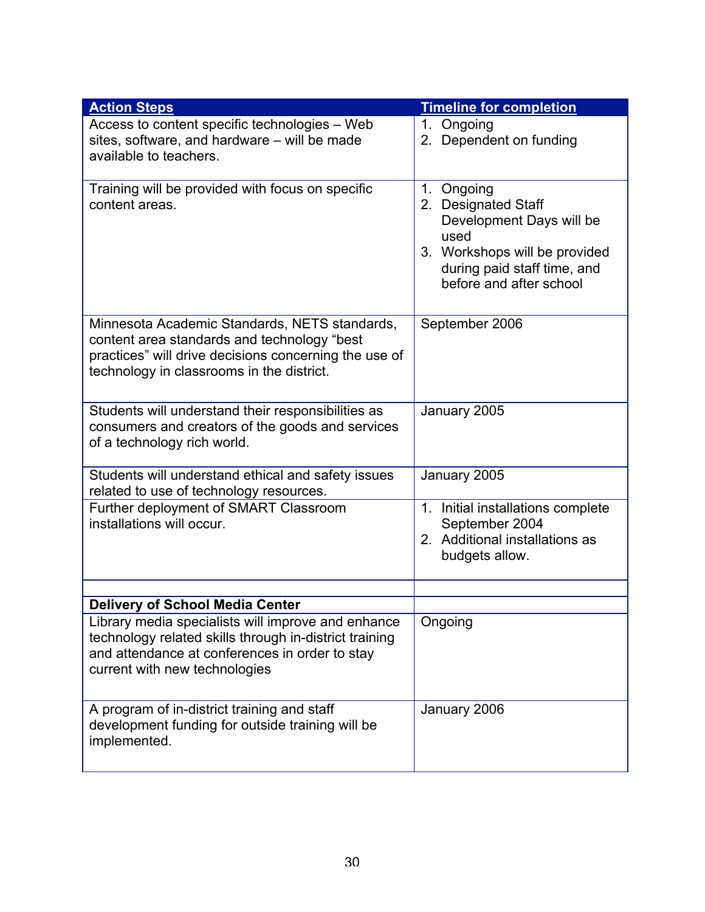| Action Steps | Timeline for completion |
| --- | --- |
| Access to content specific technologies – Web sites, software, and hardware – will be made available to teachers. | 1. Ongoing<br>2. Dependent on funding |
| Training will be provided with focus on specific content areas. | 1. Ongoing<br>2. Designated Staff Development Days will be used<br>3. Workshops will be provided during paid staff time, and before and after school |
| Minnesota Academic Standards, NETS standards, content area standards and technology "best practices" will drive decisions concerning the use of technology in classrooms in the district. | September 2006 |
| Students will understand their responsibilities as consumers and creators of the goods and services of a technology rich world. | January 2005 |
| Students will understand ethical and safety issues related to use of technology resources. | January 2005 |
| Further deployment of SMART Classroom installations will occur. | 1. Initial installations complete September 2004<br>2. Additional installations as budgets allow. |
| | |
| **Delivery of School Media Center** | |
| Library media specialists will improve and enhance technology related skills through in-district training and attendance at conferences in order to stay current with new technologies | Ongoing |
| A program of in-district training and staff development funding for outside training will be implemented. | January 2006 |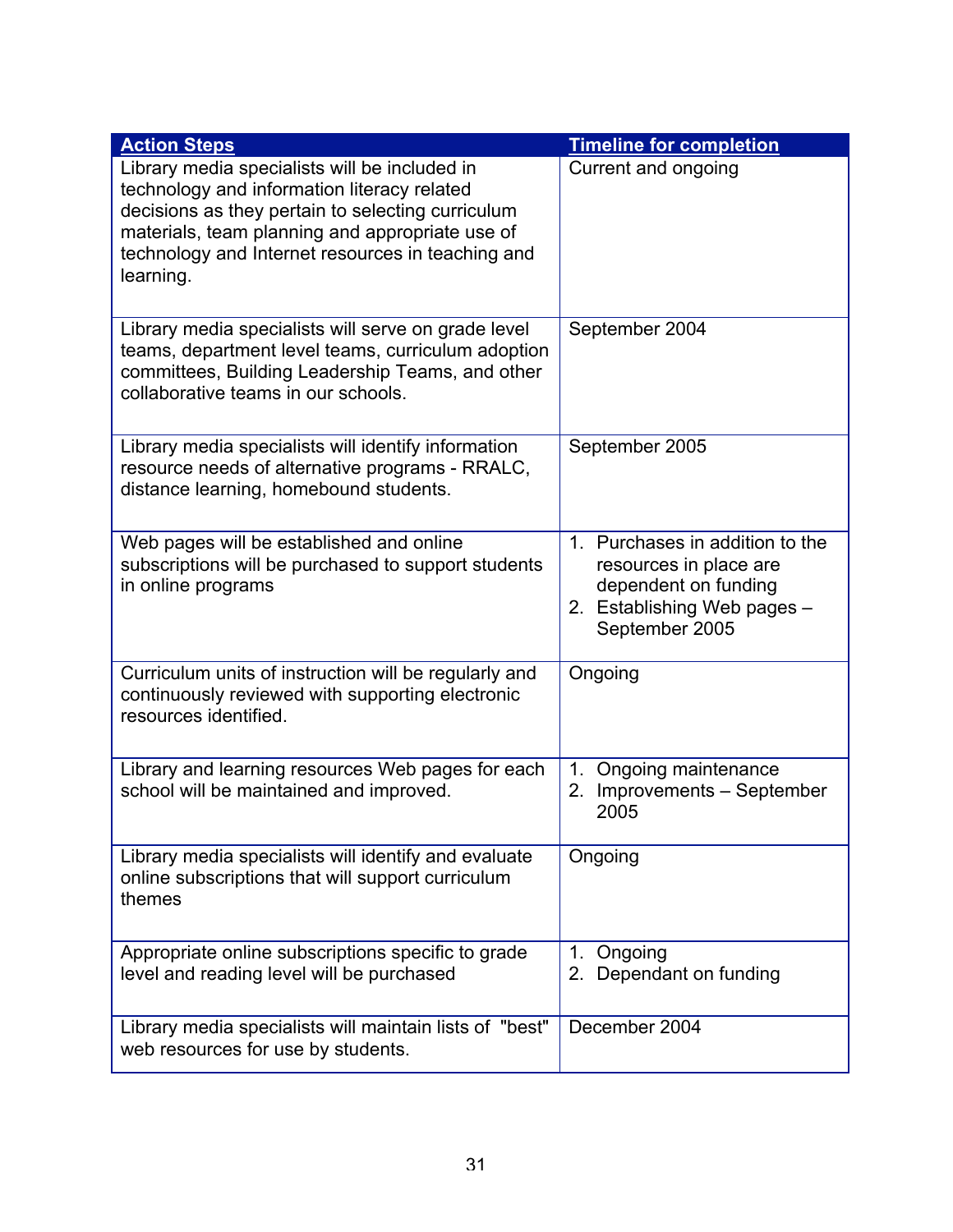| Action Steps | Timeline for completion |
|---|---|
| Library media specialists will be included in technology and information literacy related decisions as they pertain to selecting curriculum materials, team planning and appropriate use of technology and Internet resources in teaching and learning. | Current and ongoing |
| Library media specialists will serve on grade level teams, department level teams, curriculum adoption committees, Building Leadership Teams, and other collaborative teams in our schools. | September 2004 |
| Library media specialists will identify information resource needs of alternative programs - RRALC, distance learning, homebound students. | September 2005 |
| Web pages will be established and online subscriptions will be purchased to support students in online programs | 1. Purchases in addition to the resources in place are dependent on funding<br>2. Establishing Web pages – September 2005 |
| Curriculum units of instruction will be regularly and continuously reviewed with supporting electronic resources identified. | Ongoing |
| Library and learning resources Web pages for each school will be maintained and improved. | 1. Ongoing maintenance<br>2. Improvements – September 2005 |
| Library media specialists will identify and evaluate online subscriptions that will support curriculum themes | Ongoing |
| Appropriate online subscriptions specific to grade level and reading level will be purchased | 1. Ongoing<br>2. Dependant on funding |
| Library media specialists will maintain lists of "best" web resources for use by students. | December 2004 |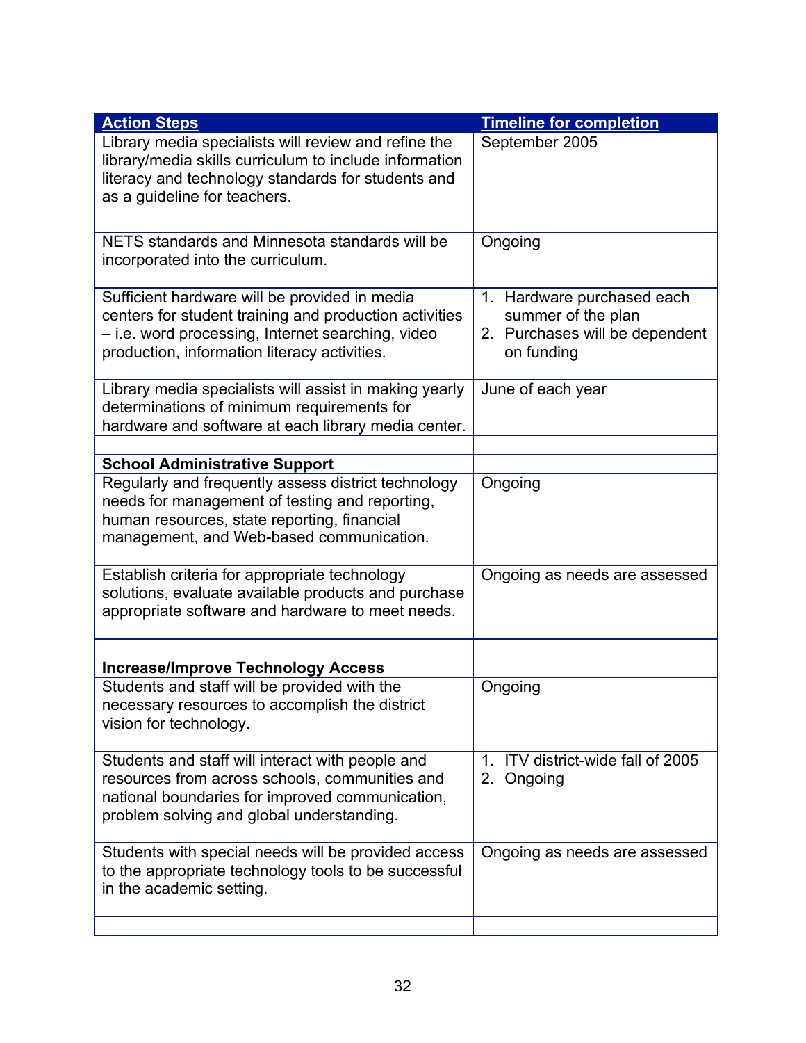| Action Steps | Timeline for completion |
|---|---|
| Library media specialists will review and refine the library/media skills curriculum to include information literacy and technology standards for students and as a guideline for teachers. | September 2005 |
| NETS standards and Minnesota standards will be incorporated into the curriculum. | Ongoing |
| Sufficient hardware will be provided in media centers for student training and production activities – i.e. word processing, Internet searching, video production, information literacy activities. | 1. Hardware purchased each summer of the plan<br>2. Purchases will be dependent on funding |
| Library media specialists will assist in making yearly determinations of minimum requirements for hardware and software at each library media center. | June of each year |
| | |
| **School Administrative Support** | |
| Regularly and frequently assess district technology needs for management of testing and reporting, human resources, state reporting, financial management, and Web-based communication. | Ongoing |
| Establish criteria for appropriate technology solutions, evaluate available products and purchase appropriate software and hardware to meet needs. | Ongoing as needs are assessed |
| | |
| **Increase/Improve Technology Access** | |
| Students and staff will be provided with the necessary resources to accomplish the district vision for technology. | Ongoing |
| Students and staff will interact with people and resources from across schools, communities and national boundaries for improved communication, problem solving and global understanding. | 1. ITV district-wide fall of 2005<br>2. Ongoing |
| Students with special needs will be provided access to the appropriate technology tools to be successful in the academic setting. | Ongoing as needs are assessed |
| | |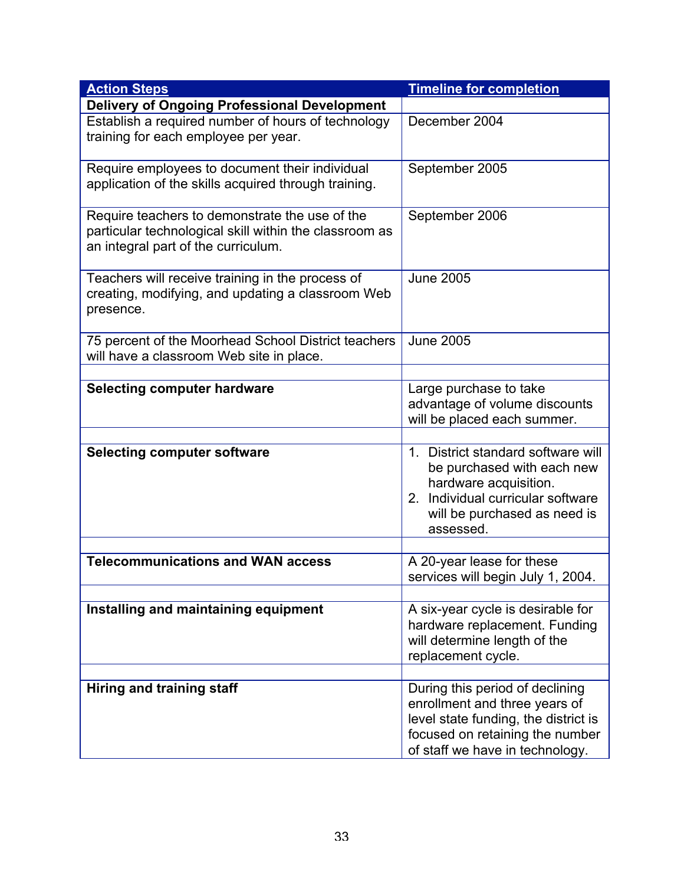| Action Steps | Timeline for completion |
| --- | --- |
| **Delivery of Ongoing Professional Development** | |
| Establish a required number of hours of technology training for each employee per year. | December 2004 |
| Require employees to document their individual application of the skills acquired through training. | September 2005 |
| Require teachers to demonstrate the use of the particular technological skill within the classroom as an integral part of the curriculum. | September 2006 |
| Teachers will receive training in the process of creating, modifying, and updating a classroom Web presence. | June 2005 |
| 75 percent of the Moorhead School District teachers will have a classroom Web site in place. | June 2005 |
| | |
| **Selecting computer hardware** | Large purchase to take advantage of volume discounts will be placed each summer. |
| | |
| **Selecting computer software** | 1. District standard software will be purchased with each new hardware acquisition. 2. Individual curricular software will be purchased as need is assessed. |
| | |
| **Telecommunications and WAN access** | A 20-year lease for these services will begin July 1, 2004. |
| | |
| **Installing and maintaining equipment** | A six-year cycle is desirable for hardware replacement. Funding will determine length of the replacement cycle. |
| | |
| **Hiring and training staff** | During this period of declining enrollment and three years of level state funding, the district is focused on retaining the number of staff we have in technology. |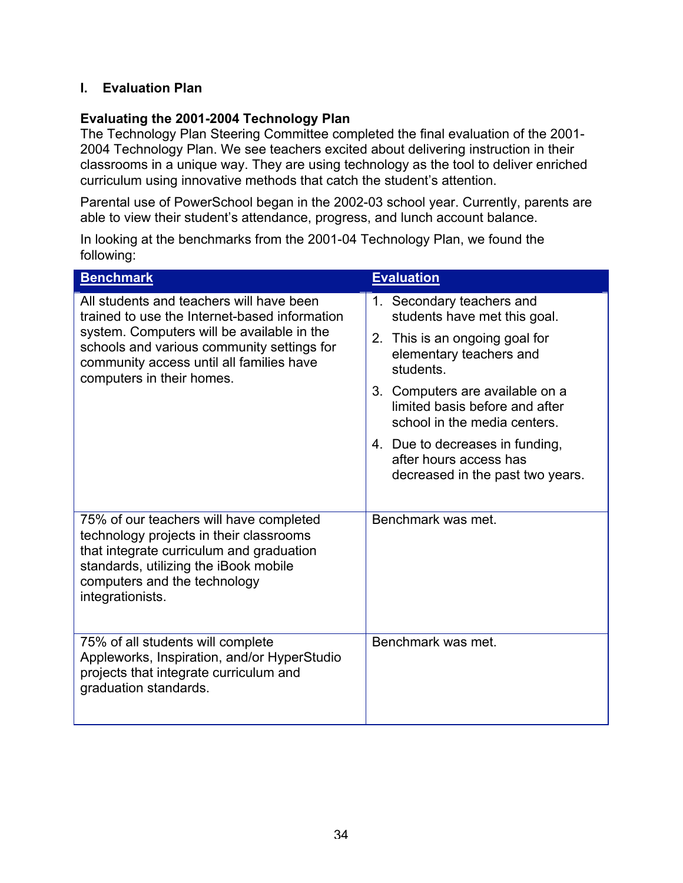## I. Evaluation Plan

### Evaluating the 2001-2004 Technology Plan

The Technology Plan Steering Committee completed the final evaluation of the 2001-2004 Technology Plan. We see teachers excited about delivering instruction in their classrooms in a unique way. They are using technology as the tool to deliver enriched curriculum using innovative methods that catch the student's attention.

Parental use of PowerSchool began in the 2002-03 school year. Currently, parents are able to view their student's attendance, progress, and lunch account balance.

In looking at the benchmarks from the 2001-04 Technology Plan, we found the following:

| Benchmark | Evaluation |
| --- | --- |
| All students and teachers will have been trained to use the Internet-based information system. Computers will be available in the schools and various community settings for community access until all families have computers in their homes. | 1. Secondary teachers and students have met this goal.<br>2. This is an ongoing goal for elementary teachers and students.<br>3. Computers are available on a limited basis before and after school in the media centers.<br>4. Due to decreases in funding, after hours access has decreased in the past two years. |
| 75% of our teachers will have completed technology projects in their classrooms that integrate curriculum and graduation standards, utilizing the iBook mobile computers and the technology integrationists. | Benchmark was met. |
| 75% of all students will complete Appleworks, Inspiration, and/or HyperStudio projects that integrate curriculum and graduation standards. | Benchmark was met. |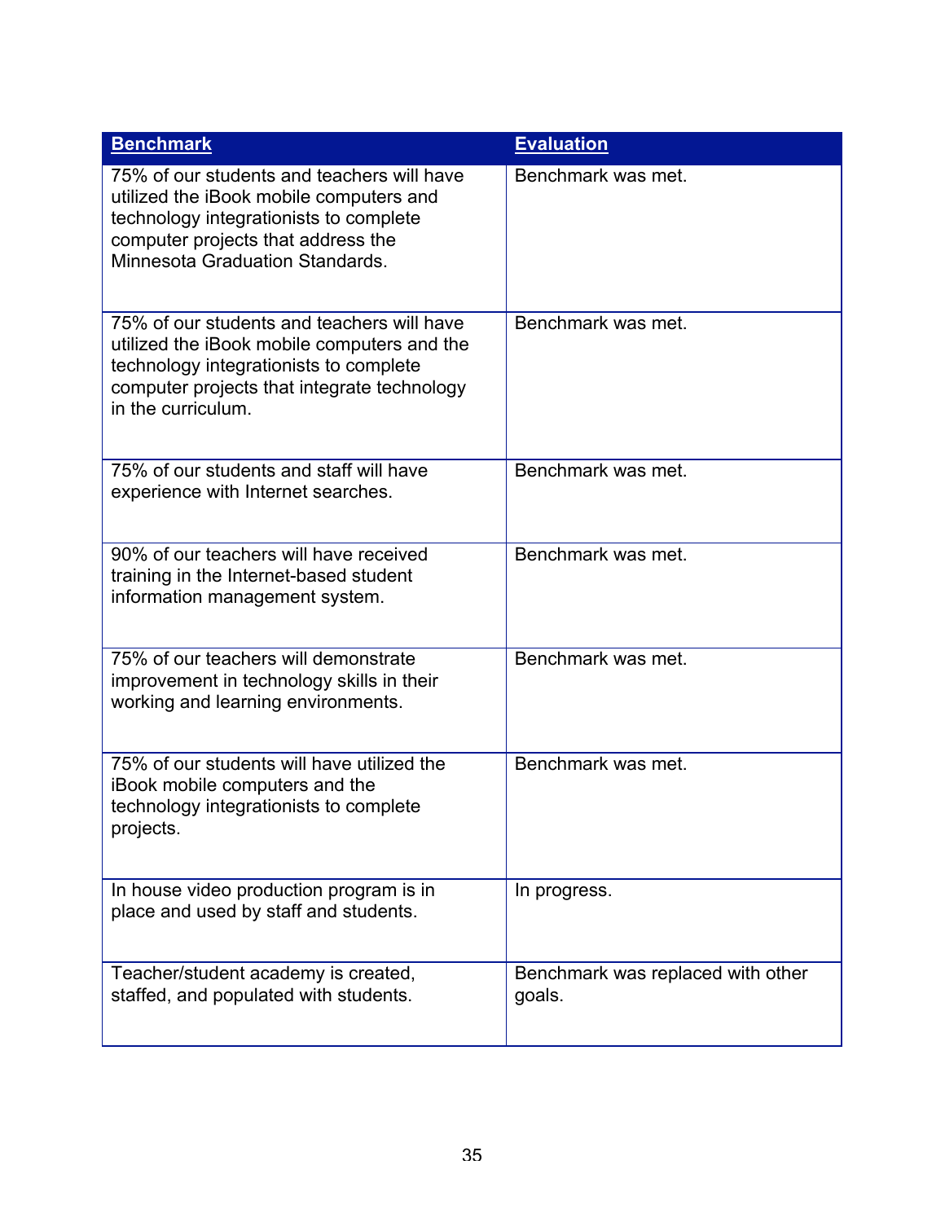| Benchmark | Evaluation |
| --- | --- |
| 75% of our students and teachers will have utilized the iBook mobile computers and technology integrationists to complete computer projects that address the Minnesota Graduation Standards. | Benchmark was met. |
| 75% of our students and teachers will have utilized the iBook mobile computers and the technology integrationists to complete computer projects that integrate technology in the curriculum. | Benchmark was met. |
| 75% of our students and staff will have experience with Internet searches. | Benchmark was met. |
| 90% of our teachers will have received training in the Internet-based student information management system. | Benchmark was met. |
| 75% of our teachers will demonstrate improvement in technology skills in their working and learning environments. | Benchmark was met. |
| 75% of our students will have utilized the iBook mobile computers and the technology integrationists to complete projects. | Benchmark was met. |
| In house video production program is in place and used by staff and students. | In progress. |
| Teacher/student academy is created, staffed, and populated with students. | Benchmark was replaced with other goals. |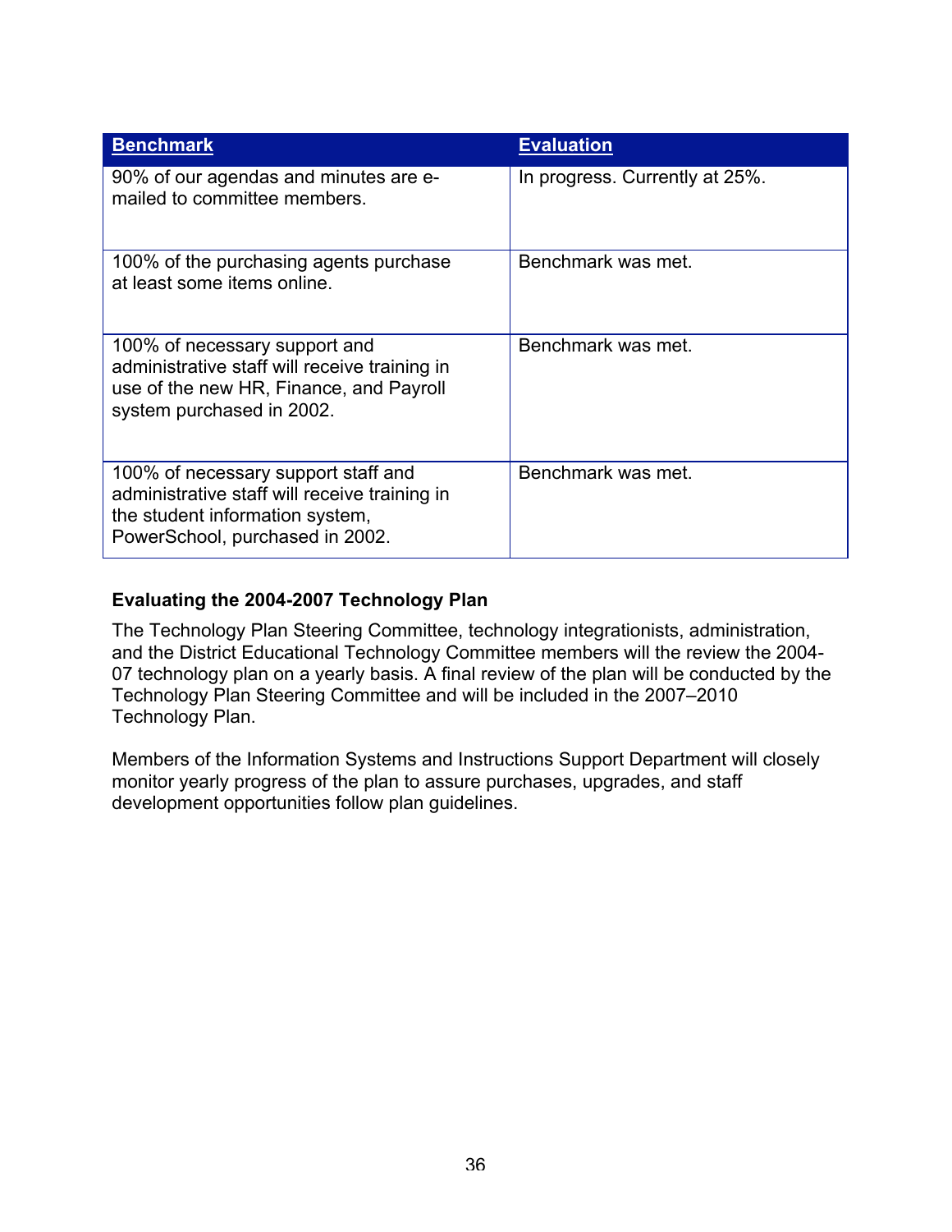| Benchmark | Evaluation |
|---|---|
| 90% of our agendas and minutes are e-mailed to committee members. | In progress. Currently at 25%. |
| 100% of the purchasing agents purchase at least some items online. | Benchmark was met. |
| 100% of necessary support and administrative staff will receive training in use of the new HR, Finance, and Payroll system purchased in 2002. | Benchmark was met. |
| 100% of necessary support staff and administrative staff will receive training in the student information system, PowerSchool, purchased in 2002. | Benchmark was met. |

**Evaluating the 2004-2007 Technology Plan**

The Technology Plan Steering Committee, technology integrationists, administration, and the District Educational Technology Committee members will the review the 2004-07 technology plan on a yearly basis. A final review of the plan will be conducted by the Technology Plan Steering Committee and will be included in the 2007–2010 Technology Plan.

Members of the Information Systems and Instructions Support Department will closely monitor yearly progress of the plan to assure purchases, upgrades, and staff development opportunities follow plan guidelines.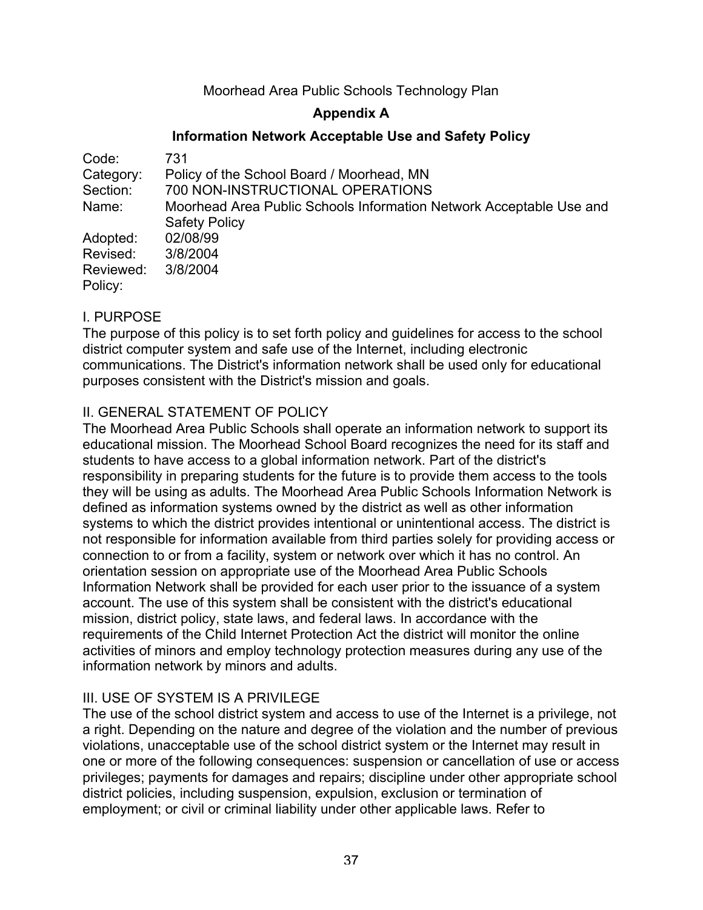Moorhead Area Public Schools Technology Plan

## Appendix A

## Information Network Acceptable Use and Safety Policy

| | |
|---|---|
| Code: | 731 |
| Category: | Policy of the School Board / Moorhead, MN |
| Section: | 700 NON-INSTRUCTIONAL OPERATIONS |
| Name: | Moorhead Area Public Schools Information Network Acceptable Use and Safety Policy |
| Adopted: | 02/08/99 |
| Revised: | 3/8/2004 |
| Reviewed: | 3/8/2004 |
| Policy: | |

### I. PURPOSE

The purpose of this policy is to set forth policy and guidelines for access to the school district computer system and safe use of the Internet, including electronic communications. The District's information network shall be used only for educational purposes consistent with the District's mission and goals.

### II. GENERAL STATEMENT OF POLICY

The Moorhead Area Public Schools shall operate an information network to support its educational mission. The Moorhead School Board recognizes the need for its staff and students to have access to a global information network. Part of the district's responsibility in preparing students for the future is to provide them access to the tools they will be using as adults. The Moorhead Area Public Schools Information Network is defined as information systems owned by the district as well as other information systems to which the district provides intentional or unintentional access. The district is not responsible for information available from third parties solely for providing access or connection to or from a facility, system or network over which it has no control. An orientation session on appropriate use of the Moorhead Area Public Schools Information Network shall be provided for each user prior to the issuance of a system account. The use of this system shall be consistent with the district's educational mission, district policy, state laws, and federal laws. In accordance with the requirements of the Child Internet Protection Act the district will monitor the online activities of minors and employ technology protection measures during any use of the information network by minors and adults.

### III. USE OF SYSTEM IS A PRIVILEGE

The use of the school district system and access to use of the Internet is a privilege, not a right. Depending on the nature and degree of the violation and the number of previous violations, unacceptable use of the school district system or the Internet may result in one or more of the following consequences: suspension or cancellation of use or access privileges; payments for damages and repairs; discipline under other appropriate school district policies, including suspension, expulsion, exclusion or termination of employment; or civil or criminal liability under other applicable laws. Refer to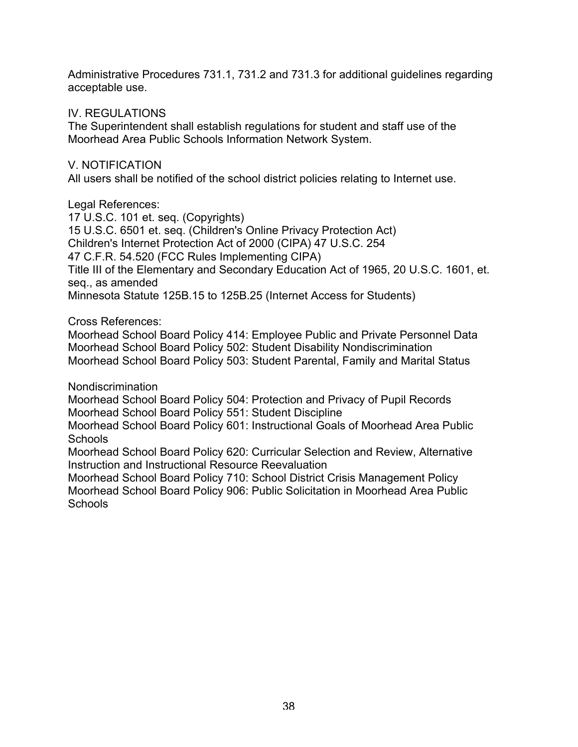Administrative Procedures 731.1, 731.2 and 731.3 for additional guidelines regarding acceptable use.

IV. REGULATIONS
The Superintendent shall establish regulations for student and staff use of the Moorhead Area Public Schools Information Network System.

V. NOTIFICATION
All users shall be notified of the school district policies relating to Internet use.

Legal References:
17 U.S.C. 101 et. seq. (Copyrights)
15 U.S.C. 6501 et. seq. (Children's Online Privacy Protection Act)
Children's Internet Protection Act of 2000 (CIPA) 47 U.S.C. 254
47 C.F.R. 54.520 (FCC Rules Implementing CIPA)
Title III of the Elementary and Secondary Education Act of 1965, 20 U.S.C. 1601, et. seq., as amended
Minnesota Statute 125B.15 to 125B.25 (Internet Access for Students)

Cross References:
Moorhead School Board Policy 414: Employee Public and Private Personnel Data
Moorhead School Board Policy 502: Student Disability Nondiscrimination
Moorhead School Board Policy 503: Student Parental, Family and Marital Status

Nondiscrimination
Moorhead School Board Policy 504: Protection and Privacy of Pupil Records
Moorhead School Board Policy 551: Student Discipline
Moorhead School Board Policy 601: Instructional Goals of Moorhead Area Public Schools
Moorhead School Board Policy 620: Curricular Selection and Review, Alternative Instruction and Instructional Resource Reevaluation
Moorhead School Board Policy 710: School District Crisis Management Policy
Moorhead School Board Policy 906: Public Solicitation in Moorhead Area Public Schools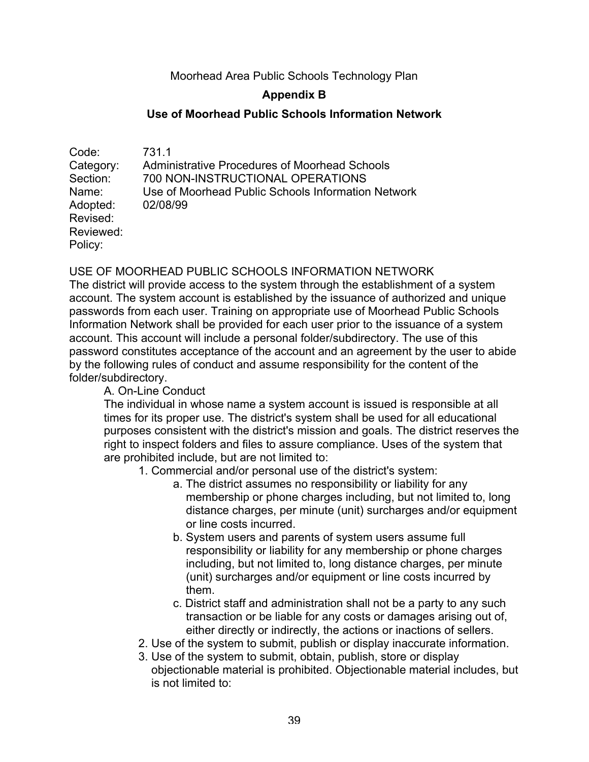Moorhead Area Public Schools Technology Plan

## Appendix B

## Use of Moorhead Public Schools Information Network

Code: 731.1
Category: Administrative Procedures of Moorhead Schools
Section: 700 NON-INSTRUCTIONAL OPERATIONS
Name: Use of Moorhead Public Schools Information Network
Adopted: 02/08/99
Revised:
Reviewed:
Policy:

USE OF MOORHEAD PUBLIC SCHOOLS INFORMATION NETWORK
The district will provide access to the system through the establishment of a system account. The system account is established by the issuance of authorized and unique passwords from each user. Training on appropriate use of Moorhead Public Schools Information Network shall be provided for each user prior to the issuance of a system account. This account will include a personal folder/subdirectory. The use of this password constitutes acceptance of the account and an agreement by the user to abide by the following rules of conduct and assume responsibility for the content of the folder/subdirectory.

A. On-Line Conduct

The individual in whose name a system account is issued is responsible at all times for its proper use. The district's system shall be used for all educational purposes consistent with the district's mission and goals. The district reserves the right to inspect folders and files to assure compliance. Uses of the system that are prohibited include, but are not limited to:

1. Commercial and/or personal use of the district's system:
   a. The district assumes no responsibility or liability for any membership or phone charges including, but not limited to, long distance charges, per minute (unit) surcharges and/or equipment or line costs incurred.
   b. System users and parents of system users assume full responsibility or liability for any membership or phone charges including, but not limited to, long distance charges, per minute (unit) surcharges and/or equipment or line costs incurred by them.
   c. District staff and administration shall not be a party to any such transaction or be liable for any costs or damages arising out of, either directly or indirectly, the actions or inactions of sellers.
2. Use of the system to submit, publish or display inaccurate information.
3. Use of the system to submit, obtain, publish, store or display objectionable material is prohibited. Objectionable material includes, but is not limited to: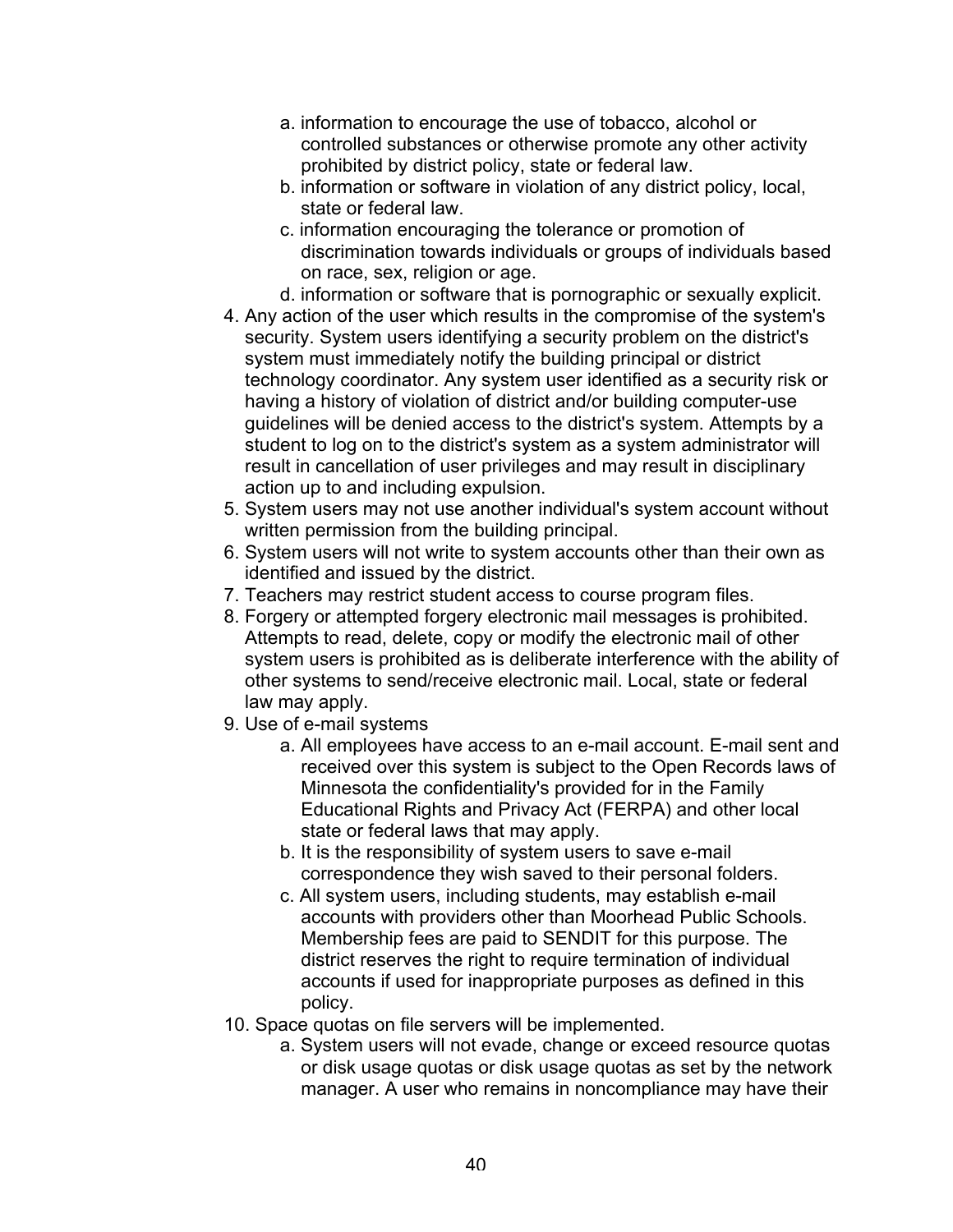a. information to encourage the use of tobacco, alcohol or controlled substances or otherwise promote any other activity prohibited by district policy, state or federal law.
   b. information or software in violation of any district policy, local, state or federal law.
   c. information encouraging the tolerance or promotion of discrimination towards individuals or groups of individuals based on race, sex, religion or age.
   d. information or software that is pornographic or sexually explicit.
4. Any action of the user which results in the compromise of the system's security. System users identifying a security problem on the district's system must immediately notify the building principal or district technology coordinator. Any system user identified as a security risk or having a history of violation of district and/or building computer-use guidelines will be denied access to the district's system. Attempts by a student to log on to the district's system as a system administrator will result in cancellation of user privileges and may result in disciplinary action up to and including expulsion.
5. System users may not use another individual's system account without written permission from the building principal.
6. System users will not write to system accounts other than their own as identified and issued by the district.
7. Teachers may restrict student access to course program files.
8. Forgery or attempted forgery electronic mail messages is prohibited. Attempts to read, delete, copy or modify the electronic mail of other system users is prohibited as is deliberate interference with the ability of other systems to send/receive electronic mail. Local, state or federal law may apply.
9. Use of e-mail systems
   a. All employees have access to an e-mail account. E-mail sent and received over this system is subject to the Open Records laws of Minnesota the confidentiality's provided for in the Family Educational Rights and Privacy Act (FERPA) and other local state or federal laws that may apply.
   b. It is the responsibility of system users to save e-mail correspondence they wish saved to their personal folders.
   c. All system users, including students, may establish e-mail accounts with providers other than Moorhead Public Schools. Membership fees are paid to SENDIT for this purpose. The district reserves the right to require termination of individual accounts if used for inappropriate purposes as defined in this policy.
10. Space quotas on file servers will be implemented.
    a. System users will not evade, change or exceed resource quotas or disk usage quotas or disk usage quotas as set by the network manager. A user who remains in noncompliance may have their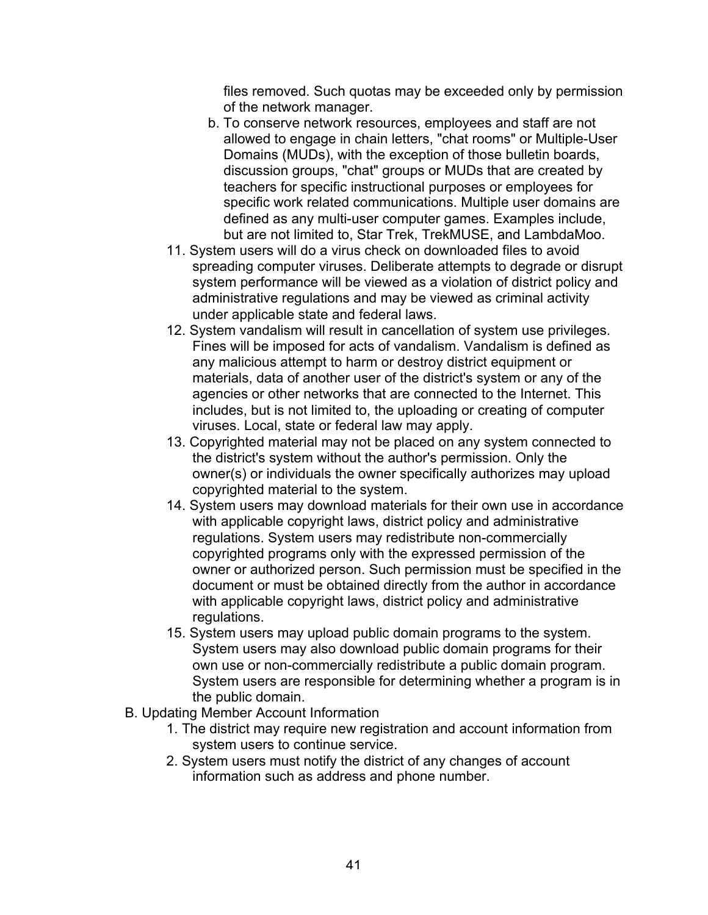files removed. Such quotas may be exceeded only by permission of the network manager.

b. To conserve network resources, employees and staff are not allowed to engage in chain letters, "chat rooms" or Multiple-User Domains (MUDs), with the exception of those bulletin boards, discussion groups, "chat" groups or MUDs that are created by teachers for specific instructional purposes or employees for specific work related communications. Multiple user domains are defined as any multi-user computer games. Examples include, but are not limited to, Star Trek, TrekMUSE, and LambdaMoo.

11. System users will do a virus check on downloaded files to avoid spreading computer viruses. Deliberate attempts to degrade or disrupt system performance will be viewed as a violation of district policy and administrative regulations and may be viewed as criminal activity under applicable state and federal laws.
12. System vandalism will result in cancellation of system use privileges. Fines will be imposed for acts of vandalism. Vandalism is defined as any malicious attempt to harm or destroy district equipment or materials, data of another user of the district's system or any of the agencies or other networks that are connected to the Internet. This includes, but is not limited to, the uploading or creating of computer viruses. Local, state or federal law may apply.
13. Copyrighted material may not be placed on any system connected to the district's system without the author's permission. Only the owner(s) or individuals the owner specifically authorizes may upload copyrighted material to the system.
14. System users may download materials for their own use in accordance with applicable copyright laws, district policy and administrative regulations. System users may redistribute non-commercially copyrighted programs only with the expressed permission of the owner or authorized person. Such permission must be specified in the document or must be obtained directly from the author in accordance with applicable copyright laws, district policy and administrative regulations.
15. System users may upload public domain programs to the system. System users may also download public domain programs for their own use or non-commercially redistribute a public domain program. System users are responsible for determining whether a program is in the public domain.

B. Updating Member Account Information

1. The district may require new registration and account information from system users to continue service.
2. System users must notify the district of any changes of account information such as address and phone number.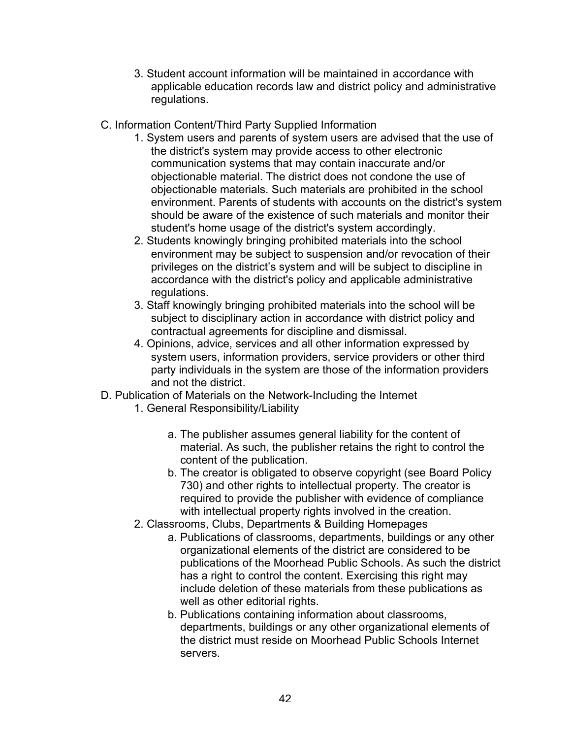3. Student account information will be maintained in accordance with applicable education records law and district policy and administrative regulations.

C. Information Content/Third Party Supplied Information

1. System users and parents of system users are advised that the use of the district's system may provide access to other electronic communication systems that may contain inaccurate and/or objectionable material. The district does not condone the use of objectionable materials. Such materials are prohibited in the school environment. Parents of students with accounts on the district's system should be aware of the existence of such materials and monitor their student's home usage of the district's system accordingly.
2. Students knowingly bringing prohibited materials into the school environment may be subject to suspension and/or revocation of their privileges on the district's system and will be subject to discipline in accordance with the district's policy and applicable administrative regulations.
3. Staff knowingly bringing prohibited materials into the school will be subject to disciplinary action in accordance with district policy and contractual agreements for discipline and dismissal.
4. Opinions, advice, services and all other information expressed by system users, information providers, service providers or other third party individuals in the system are those of the information providers and not the district.

D. Publication of Materials on the Network-Including the Internet

1. General Responsibility/Liability
   a. The publisher assumes general liability for the content of material. As such, the publisher retains the right to control the content of the publication.
   b. The creator is obligated to observe copyright (see Board Policy 730) and other rights to intellectual property. The creator is required to provide the publisher with evidence of compliance with intellectual property rights involved in the creation.
2. Classrooms, Clubs, Departments & Building Homepages
   a. Publications of classrooms, departments, buildings or any other organizational elements of the district are considered to be publications of the Moorhead Public Schools. As such the district has a right to control the content. Exercising this right may include deletion of these materials from these publications as well as other editorial rights.
   b. Publications containing information about classrooms, departments, buildings or any other organizational elements of the district must reside on Moorhead Public Schools Internet servers.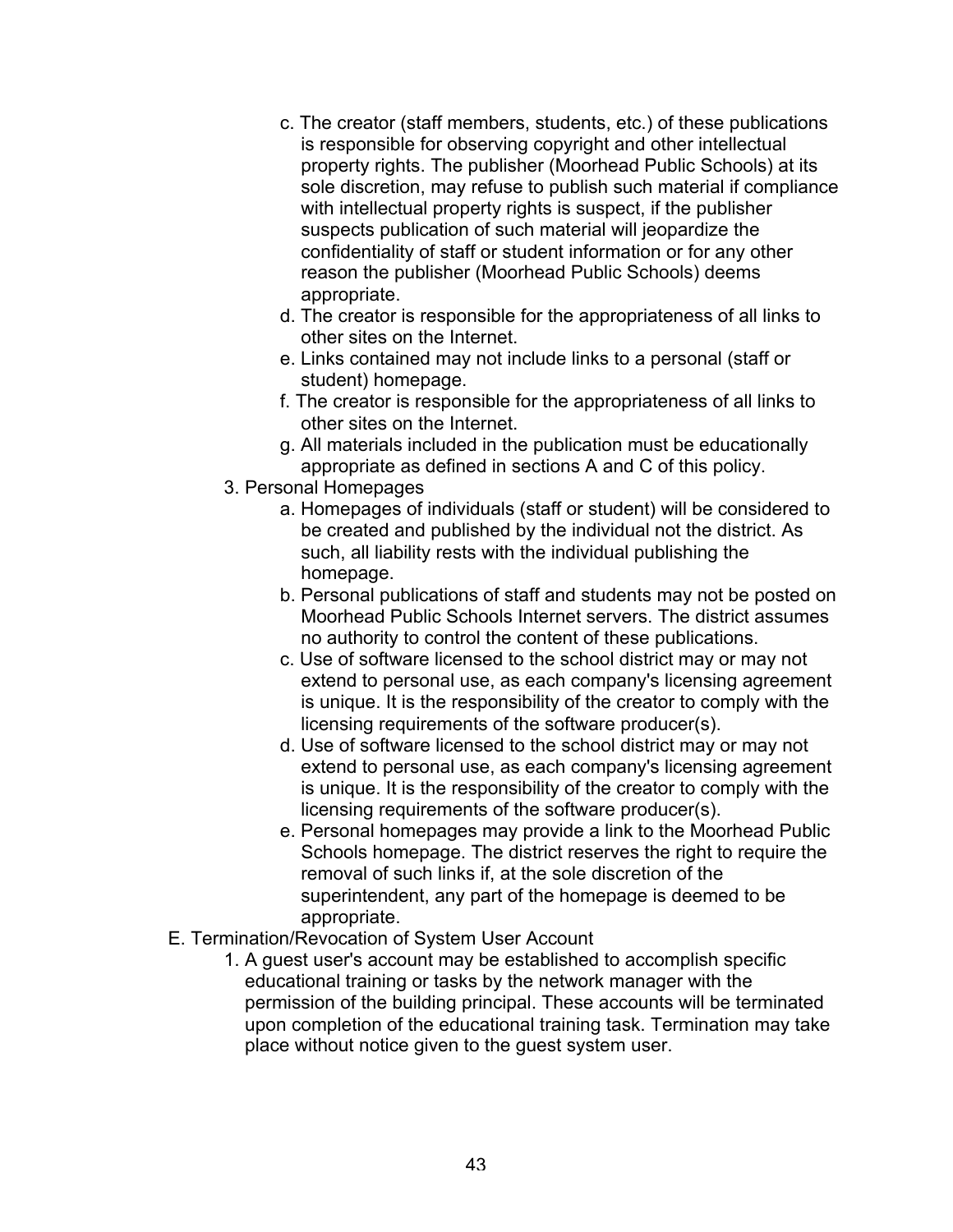c. The creator (staff members, students, etc.) of these publications is responsible for observing copyright and other intellectual property rights. The publisher (Moorhead Public Schools) at its sole discretion, may refuse to publish such material if compliance with intellectual property rights is suspect, if the publisher suspects publication of such material will jeopardize the confidentiality of staff or student information or for any other reason the publisher (Moorhead Public Schools) deems appropriate.
d. The creator is responsible for the appropriateness of all links to other sites on the Internet.
e. Links contained may not include links to a personal (staff or student) homepage.
f. The creator is responsible for the appropriateness of all links to other sites on the Internet.
g. All materials included in the publication must be educationally appropriate as defined in sections A and C of this policy.

3. Personal Homepages
   a. Homepages of individuals (staff or student) will be considered to be created and published by the individual not the district. As such, all liability rests with the individual publishing the homepage.
   b. Personal publications of staff and students may not be posted on Moorhead Public Schools Internet servers. The district assumes no authority to control the content of these publications.
   c. Use of software licensed to the school district may or may not extend to personal use, as each company's licensing agreement is unique. It is the responsibility of the creator to comply with the licensing requirements of the software producer(s).
   d. Use of software licensed to the school district may or may not extend to personal use, as each company's licensing agreement is unique. It is the responsibility of the creator to comply with the licensing requirements of the software producer(s).
   e. Personal homepages may provide a link to the Moorhead Public Schools homepage. The district reserves the right to require the removal of such links if, at the sole discretion of the superintendent, any part of the homepage is deemed to be appropriate.

E. Termination/Revocation of System User Account
   1. A guest user's account may be established to accomplish specific educational training or tasks by the network manager with the permission of the building principal. These accounts will be terminated upon completion of the educational training task. Termination may take place without notice given to the guest system user.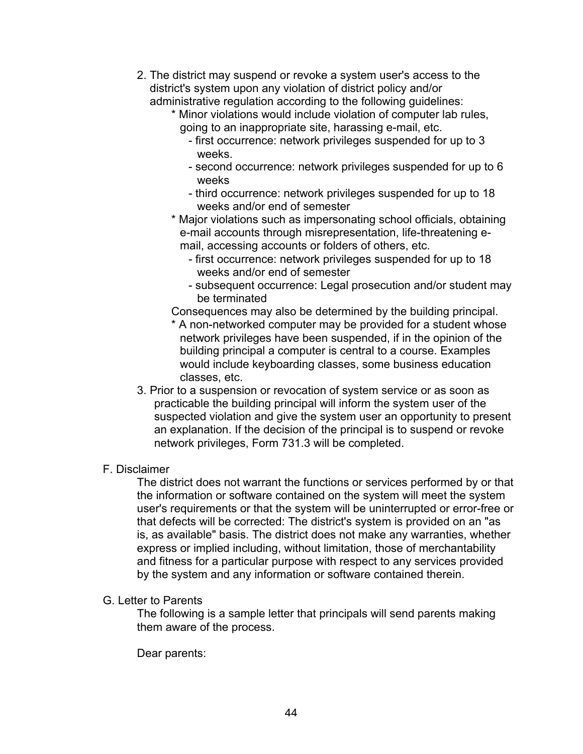2. The district may suspend or revoke a system user's access to the district's system upon any violation of district policy and/or administrative regulation according to the following guidelines:
   * Minor violations would include violation of computer lab rules, going to an inappropriate site, harassing e-mail, etc.
     - first occurrence: network privileges suspended for up to 3 weeks.
     - second occurrence: network privileges suspended for up to 6 weeks
     - third occurrence: network privileges suspended for up to 18 weeks and/or end of semester
   * Major violations such as impersonating school officials, obtaining e-mail accounts through misrepresentation, life-threatening e-mail, accessing accounts or folders of others, etc.
     - first occurrence: network privileges suspended for up to 18 weeks and/or end of semester
     - subsequent occurrence: Legal prosecution and/or student may be terminated

   Consequences may also be determined by the building principal.
   * A non-networked computer may be provided for a student whose network privileges have been suspended, if in the opinion of the building principal a computer is central to a course. Examples would include keyboarding classes, some business education classes, etc.
3. Prior to a suspension or revocation of system service or as soon as practicable the building principal will inform the system user of the suspected violation and give the system user an opportunity to present an explanation. If the decision of the principal is to suspend or revoke network privileges, Form 731.3 will be completed.

F. Disclaimer

The district does not warrant the functions or services performed by or that the information or software contained on the system will meet the system user's requirements or that the system will be uninterrupted or error-free or that defects will be corrected: The district's system is provided on an "as is, as available" basis. The district does not make any warranties, whether express or implied including, without limitation, those of merchantability and fitness for a particular purpose with respect to any services provided by the system and any information or software contained therein.

G. Letter to Parents

The following is a sample letter that principals will send parents making them aware of the process.

Dear parents: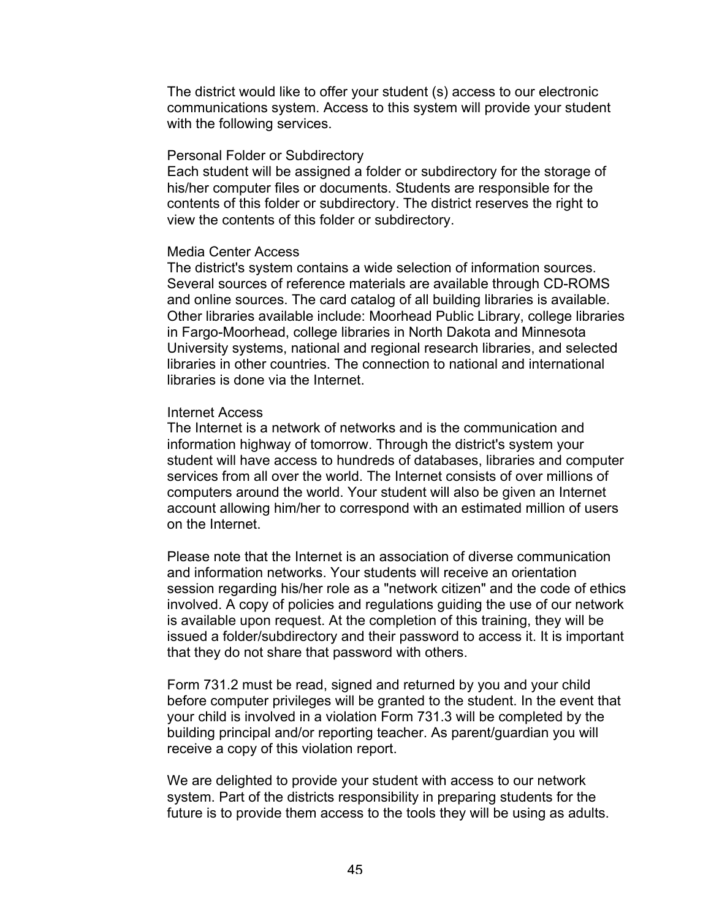The district would like to offer your student (s) access to our electronic communications system. Access to this system will provide your student with the following services.

### Personal Folder or Subdirectory

Each student will be assigned a folder or subdirectory for the storage of his/her computer files or documents. Students are responsible for the contents of this folder or subdirectory. The district reserves the right to view the contents of this folder or subdirectory.

### Media Center Access

The district's system contains a wide selection of information sources. Several sources of reference materials are available through CD-ROMS and online sources. The card catalog of all building libraries is available. Other libraries available include: Moorhead Public Library, college libraries in Fargo-Moorhead, college libraries in North Dakota and Minnesota University systems, national and regional research libraries, and selected libraries in other countries. The connection to national and international libraries is done via the Internet.

### Internet Access

The Internet is a network of networks and is the communication and information highway of tomorrow. Through the district's system your student will have access to hundreds of databases, libraries and computer services from all over the world. The Internet consists of over millions of computers around the world. Your student will also be given an Internet account allowing him/her to correspond with an estimated million of users on the Internet.

Please note that the Internet is an association of diverse communication and information networks. Your students will receive an orientation session regarding his/her role as a "network citizen" and the code of ethics involved. A copy of policies and regulations guiding the use of our network is available upon request. At the completion of this training, they will be issued a folder/subdirectory and their password to access it. It is important that they do not share that password with others.

Form 731.2 must be read, signed and returned by you and your child before computer privileges will be granted to the student. In the event that your child is involved in a violation Form 731.3 will be completed by the building principal and/or reporting teacher. As parent/guardian you will receive a copy of this violation report.

We are delighted to provide your student with access to our network system. Part of the districts responsibility in preparing students for the future is to provide them access to the tools they will be using as adults.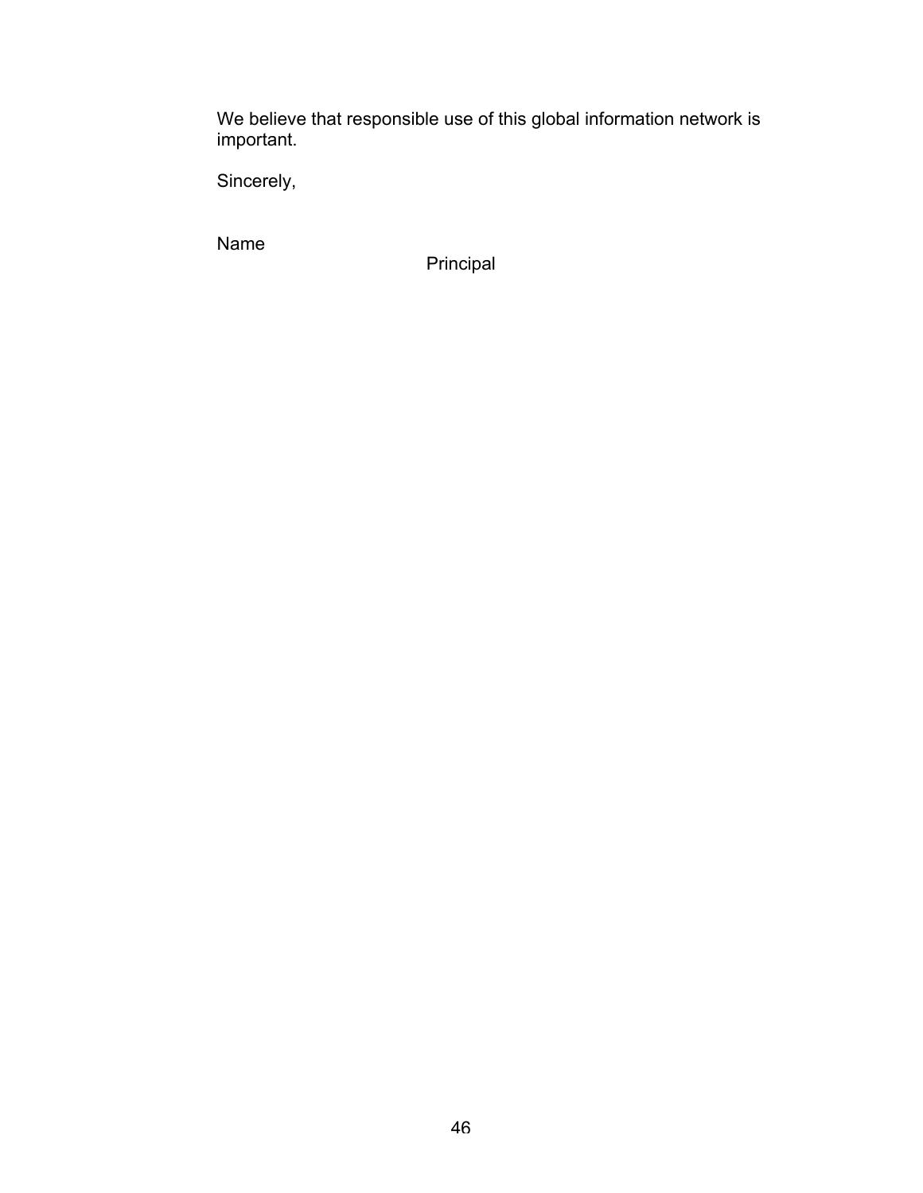We believe that responsible use of this global information network is important.

Sincerely,

Name

Principal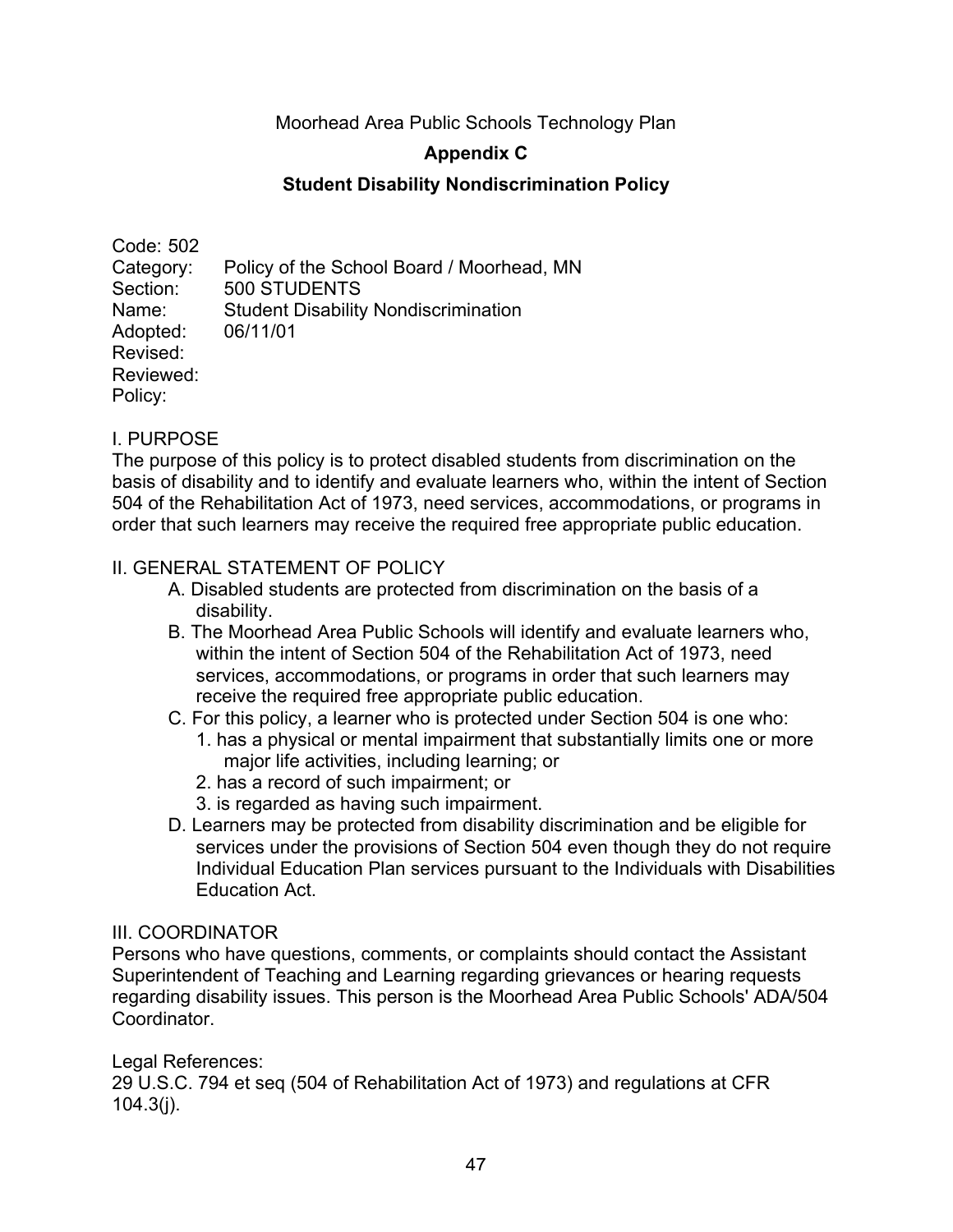Moorhead Area Public Schools Technology Plan

## Appendix C

## Student Disability Nondiscrimination Policy

Code: 502
Category: Policy of the School Board / Moorhead, MN
Section: 500 STUDENTS
Name: Student Disability Nondiscrimination
Adopted: 06/11/01
Revised:
Reviewed:
Policy:

I. PURPOSE

The purpose of this policy is to protect disabled students from discrimination on the basis of disability and to identify and evaluate learners who, within the intent of Section 504 of the Rehabilitation Act of 1973, need services, accommodations, or programs in order that such learners may receive the required free appropriate public education.

II. GENERAL STATEMENT OF POLICY

A. Disabled students are protected from discrimination on the basis of a disability.

B. The Moorhead Area Public Schools will identify and evaluate learners who, within the intent of Section 504 of the Rehabilitation Act of 1973, need services, accommodations, or programs in order that such learners may receive the required free appropriate public education.

C. For this policy, a learner who is protected under Section 504 is one who:

1. has a physical or mental impairment that substantially limits one or more major life activities, including learning; or
2. has a record of such impairment; or
3. is regarded as having such impairment.

D. Learners may be protected from disability discrimination and be eligible for services under the provisions of Section 504 even though they do not require Individual Education Plan services pursuant to the Individuals with Disabilities Education Act.

III. COORDINATOR

Persons who have questions, comments, or complaints should contact the Assistant Superintendent of Teaching and Learning regarding grievances or hearing requests regarding disability issues. This person is the Moorhead Area Public Schools' ADA/504 Coordinator.

Legal References:
29 U.S.C. 794 et seq (504 of Rehabilitation Act of 1973) and regulations at CFR 104.3(j).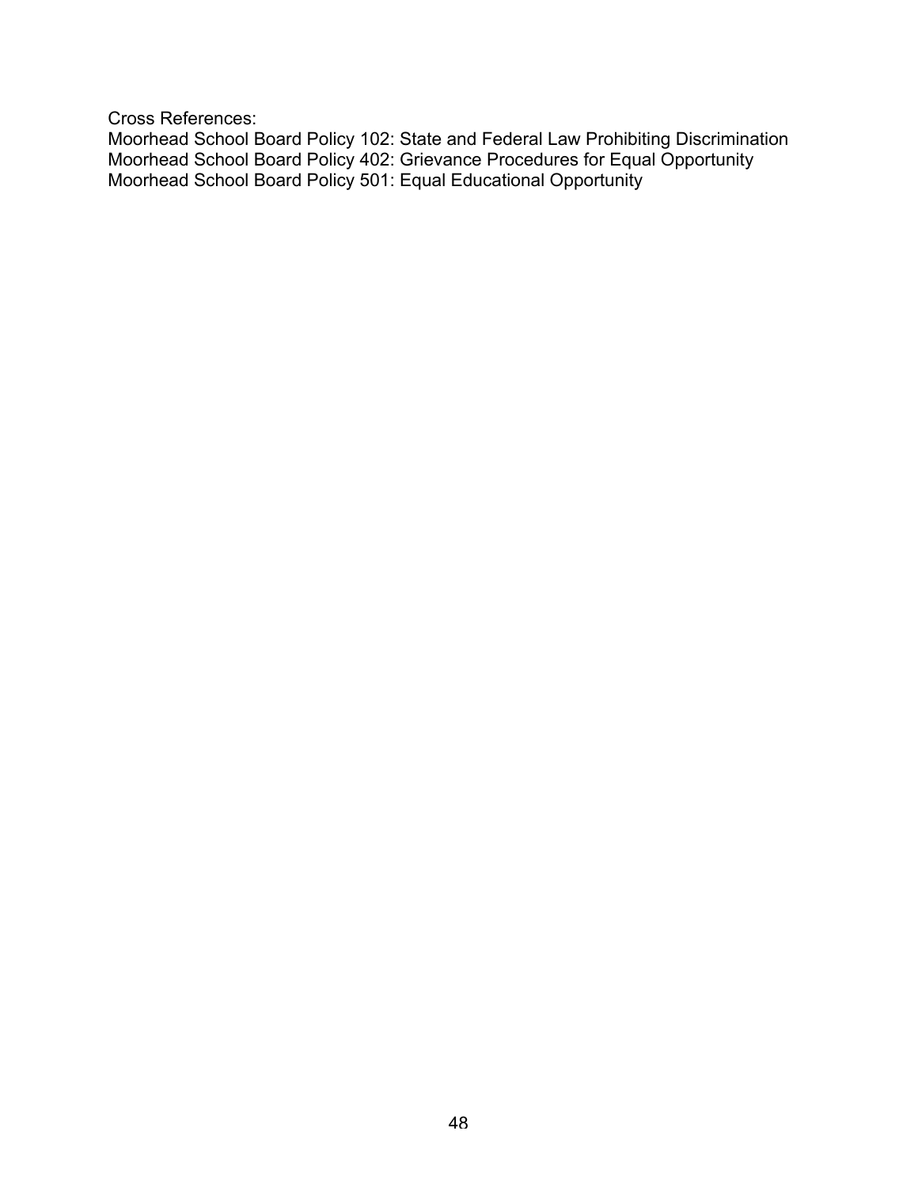Cross References:
Moorhead School Board Policy 102: State and Federal Law Prohibiting Discrimination
Moorhead School Board Policy 402: Grievance Procedures for Equal Opportunity
Moorhead School Board Policy 501: Equal Educational Opportunity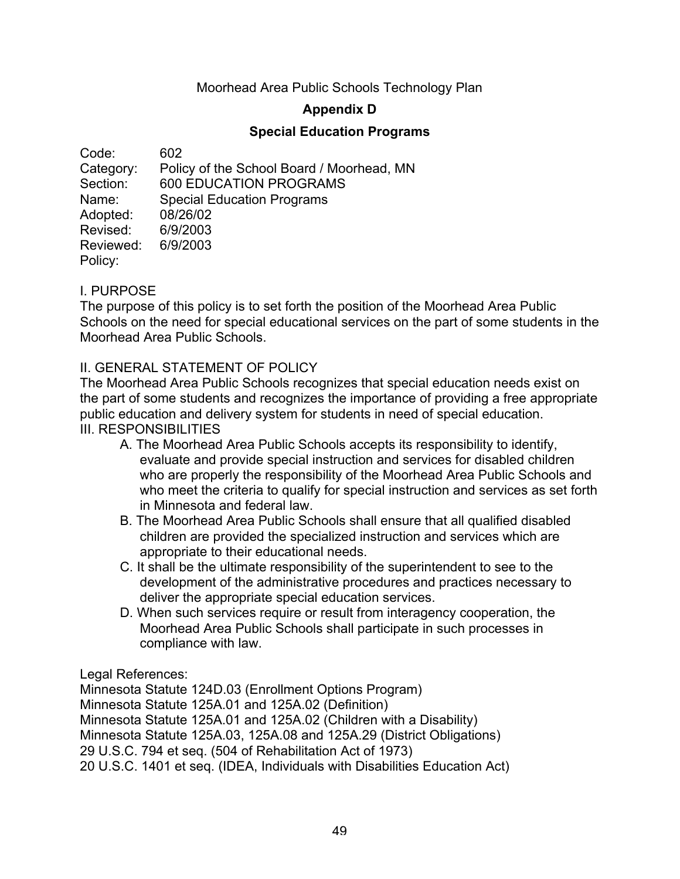Moorhead Area Public Schools Technology Plan

# Appendix D

## Special Education Programs

Code: 602
Category: Policy of the School Board / Moorhead, MN
Section: 600 EDUCATION PROGRAMS
Name: Special Education Programs
Adopted: 08/26/02
Revised: 6/9/2003
Reviewed: 6/9/2003
Policy:

I. PURPOSE
The purpose of this policy is to set forth the position of the Moorhead Area Public Schools on the need for special educational services on the part of some students in the Moorhead Area Public Schools.

II. GENERAL STATEMENT OF POLICY
The Moorhead Area Public Schools recognizes that special education needs exist on the part of some students and recognizes the importance of providing a free appropriate public education and delivery system for students in need of special education.

III. RESPONSIBILITIES

A. The Moorhead Area Public Schools accepts its responsibility to identify, evaluate and provide special instruction and services for disabled children who are properly the responsibility of the Moorhead Area Public Schools and who meet the criteria to qualify for special instruction and services as set forth in Minnesota and federal law.

B. The Moorhead Area Public Schools shall ensure that all qualified disabled children are provided the specialized instruction and services which are appropriate to their educational needs.

C. It shall be the ultimate responsibility of the superintendent to see to the development of the administrative procedures and practices necessary to deliver the appropriate special education services.

D. When such services require or result from interagency cooperation, the Moorhead Area Public Schools shall participate in such processes in compliance with law.

Legal References:
Minnesota Statute 124D.03 (Enrollment Options Program)
Minnesota Statute 125A.01 and 125A.02 (Definition)
Minnesota Statute 125A.01 and 125A.02 (Children with a Disability)
Minnesota Statute 125A.03, 125A.08 and 125A.29 (District Obligations)
29 U.S.C. 794 et seq. (504 of Rehabilitation Act of 1973)
20 U.S.C. 1401 et seq. (IDEA, Individuals with Disabilities Education Act)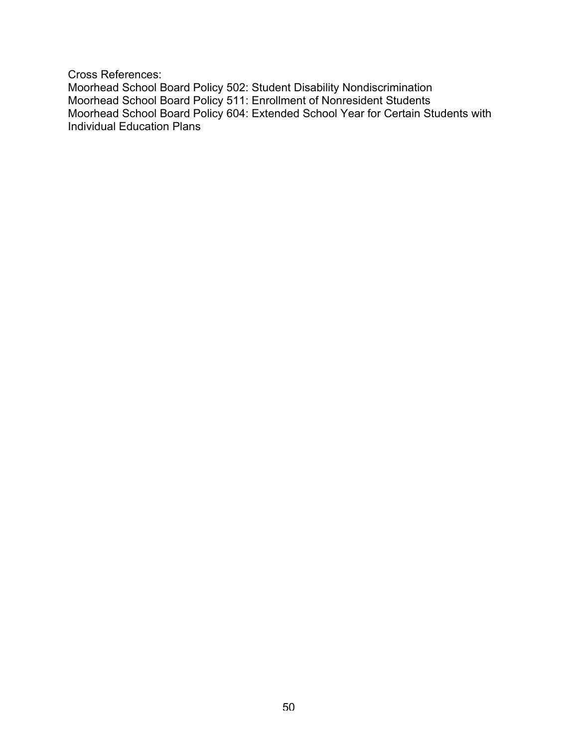Cross References:
Moorhead School Board Policy 502: Student Disability Nondiscrimination
Moorhead School Board Policy 511: Enrollment of Nonresident Students
Moorhead School Board Policy 604: Extended School Year for Certain Students with Individual Education Plans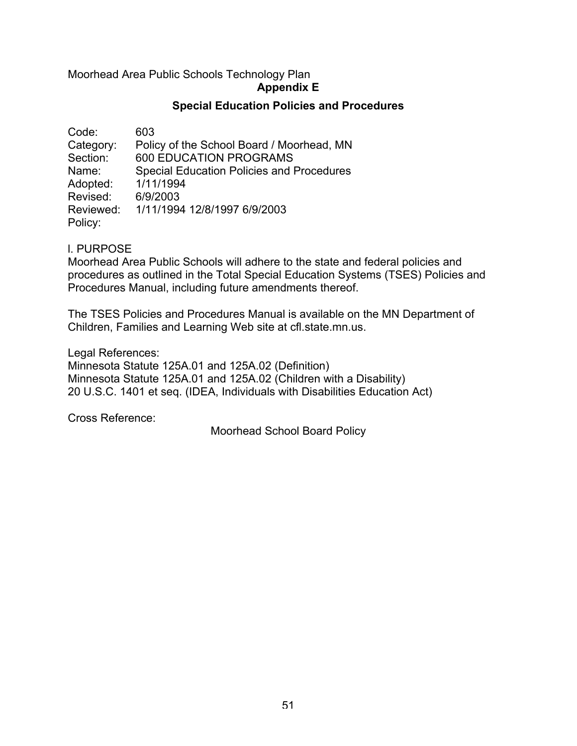Moorhead Area Public Schools Technology Plan

## Appendix E

### Special Education Policies and Procedures

| | |
|---|---|
| Code: | 603 |
| Category: | Policy of the School Board / Moorhead, MN |
| Section: | 600 EDUCATION PROGRAMS |
| Name: | Special Education Policies and Procedures |
| Adopted: | 1/11/1994 |
| Revised: | 6/9/2003 |
| Reviewed: | 1/11/1994 12/8/1997 6/9/2003 |
| Policy: | |

I. PURPOSE

Moorhead Area Public Schools will adhere to the state and federal policies and procedures as outlined in the Total Special Education Systems (TSES) Policies and Procedures Manual, including future amendments thereof.

The TSES Policies and Procedures Manual is available on the MN Department of Children, Families and Learning Web site at cfl.state.mn.us.

Legal References:
Minnesota Statute 125A.01 and 125A.02 (Definition)
Minnesota Statute 125A.01 and 125A.02 (Children with a Disability)
20 U.S.C. 1401 et seq. (IDEA, Individuals with Disabilities Education Act)

Cross Reference:

Moorhead School Board Policy